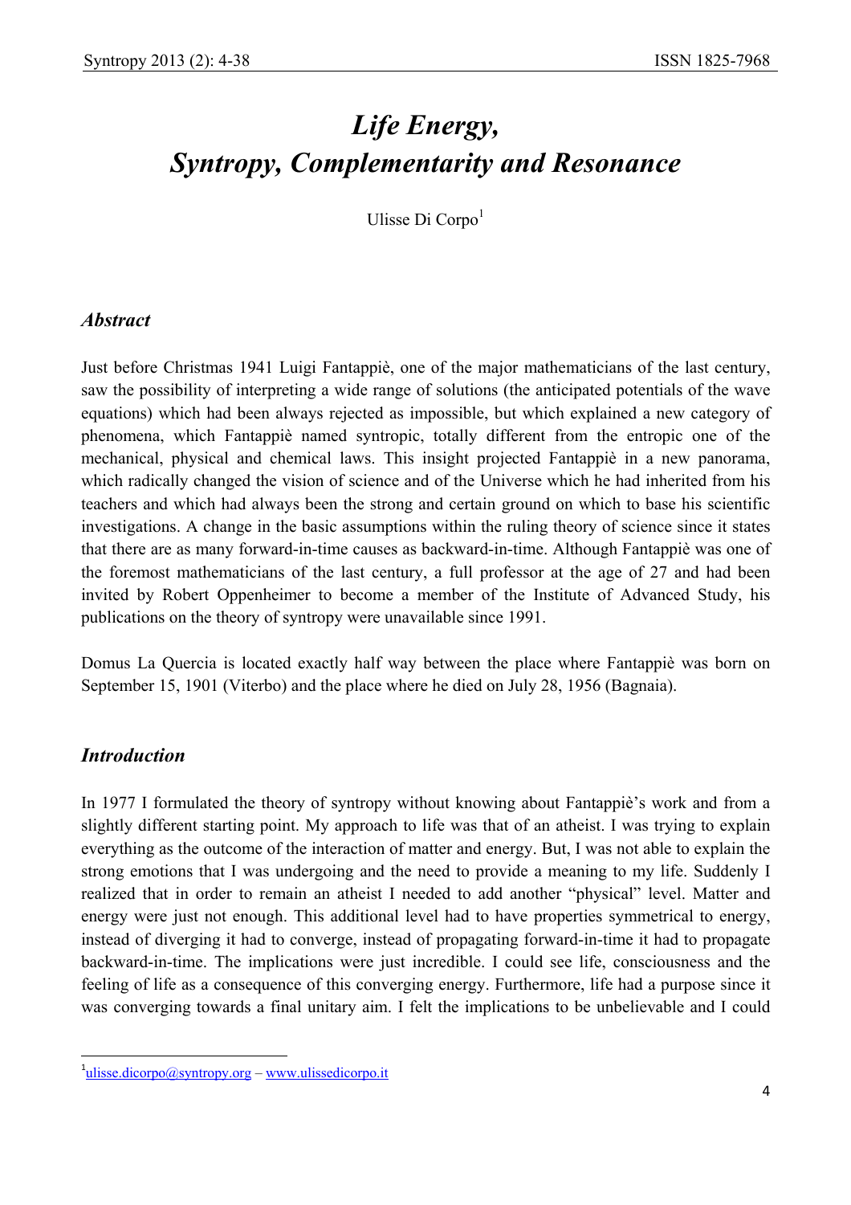# *Life Energy, Syntropy, Complementarity and Resonance*

Ulisse Di Corpo[1]

## *Abstract*

Just before Christmas 1941 Luigi Fantappiè, one of the major mathematicians of the last century, saw the possibility of interpreting a wide range of solutions (the anticipated potentials of the wave equations) which had been always rejected as impossible, but which explained a new category of phenomena, which Fantappiè named syntropic, totally different from the entropic one of the mechanical, physical and chemical laws. This insight projected Fantappiè in a new panorama, which radically changed the vision of science and of the Universe which he had inherited from his teachers and which had always been the strong and certain ground on which to base his scientific investigations. A change in the basic assumptions within the ruling theory of science since it states that there are as many forward-in-time causes as backward-in-time. Although Fantappiè was one of the foremost mathematicians of the last century, a full professor at the age of 27 and had been invited by Robert Oppenheimer to become a member of the Institute of Advanced Study, his publications on the theory of syntropy were unavailable since 1991.

Domus La Quercia is located exactly half way between the place where Fantappiè was born on September 15, 1901 (Viterbo) and the place where he died on July 28, 1956 (Bagnaia).

## *Introduction*

In 1977 I formulated the theory of syntropy without knowing about Fantappiè's work and from a slightly different starting point. My approach to life was that of an atheist. I was trying to explain everything as the outcome of the interaction of matter and energy. But, I was not able to explain the strong emotions that I was undergoing and the need to provide a meaning to my life. Suddenly I realized that in order to remain an atheist I needed to add another "physical" level. Matter and energy were just not enough. This additional level had to have properties symmetrical to energy, instead of diverging it had to converge, instead of propagating forward-in-time it had to propagate backward-in-time. The implications were just incredible. I could see life, consciousness and the feeling of life as a consequence of this converging energy. Furthermore, life had a purpose since it was converging towards a final unitary aim. I felt the implications to be unbelievable and I could

---

[1] ulisse.dicorpo@syntropy.org – www.ulissedicorpo.it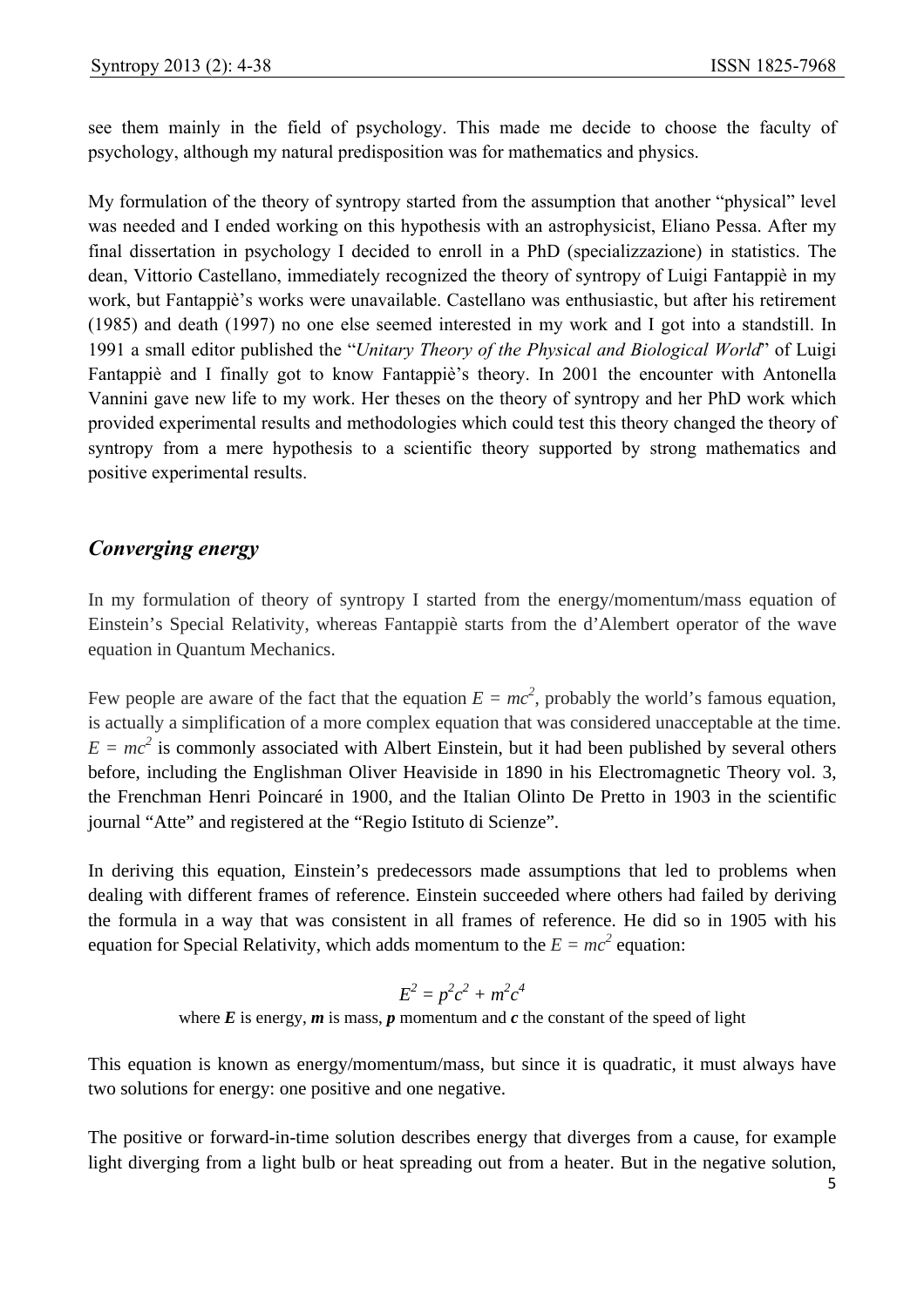see them mainly in the field of psychology. This made me decide to choose the faculty of psychology, although my natural predisposition was for mathematics and physics.

My formulation of the theory of syntropy started from the assumption that another "physical" level was needed and I ended working on this hypothesis with an astrophysicist, Eliano Pessa. After my final dissertation in psychology I decided to enroll in a PhD (specializzazione) in statistics. The dean, Vittorio Castellano, immediately recognized the theory of syntropy of Luigi Fantappiè in my work, but Fantappiè's works were unavailable. Castellano was enthusiastic, but after his retirement (1985) and death (1997) no one else seemed interested in my work and I got into a standstill. In 1991 a small editor published the "*Unitary Theory of the Physical and Biological World*" of Luigi Fantappiè and I finally got to know Fantappiè's theory. In 2001 the encounter with Antonella Vannini gave new life to my work. Her theses on the theory of syntropy and her PhD work which provided experimental results and methodologies which could test this theory changed the theory of syntropy from a mere hypothesis to a scientific theory supported by strong mathematics and positive experimental results.

## *Converging energy*

In my formulation of theory of syntropy I started from the energy/momentum/mass equation of Einstein's Special Relativity, whereas Fantappiè starts from the d'Alembert operator of the wave equation in Quantum Mechanics.

Few people are aware of the fact that the equation $E = mc^2$, probably the world's famous equation, is actually a simplification of a more complex equation that was considered unacceptable at the time. $E = mc^2$ is commonly associated with Albert Einstein, but it had been published by several others before, including the Englishman Oliver Heaviside in 1890 in his Electromagnetic Theory vol. 3, the Frenchman Henri Poincaré in 1900, and the Italian Olinto De Pretto in 1903 in the scientific journal "Atte" and registered at the "Regio Istituto di Scienze".

In deriving this equation, Einstein's predecessors made assumptions that led to problems when dealing with different frames of reference. Einstein succeeded where others had failed by deriving the formula in a way that was consistent in all frames of reference. He did so in 1905 with his equation for Special Relativity, which adds momentum to the $E = mc^2$ equation:

$$E^2 = p^2c^2 + m^2c^4$$

where ***E*** is energy, ***m*** is mass, ***p*** momentum and ***c*** the constant of the speed of light

This equation is known as energy/momentum/mass, but since it is quadratic, it must always have two solutions for energy: one positive and one negative.

The positive or forward-in-time solution describes energy that diverges from a cause, for example light diverging from a light bulb or heat spreading out from a heater. But in the negative solution,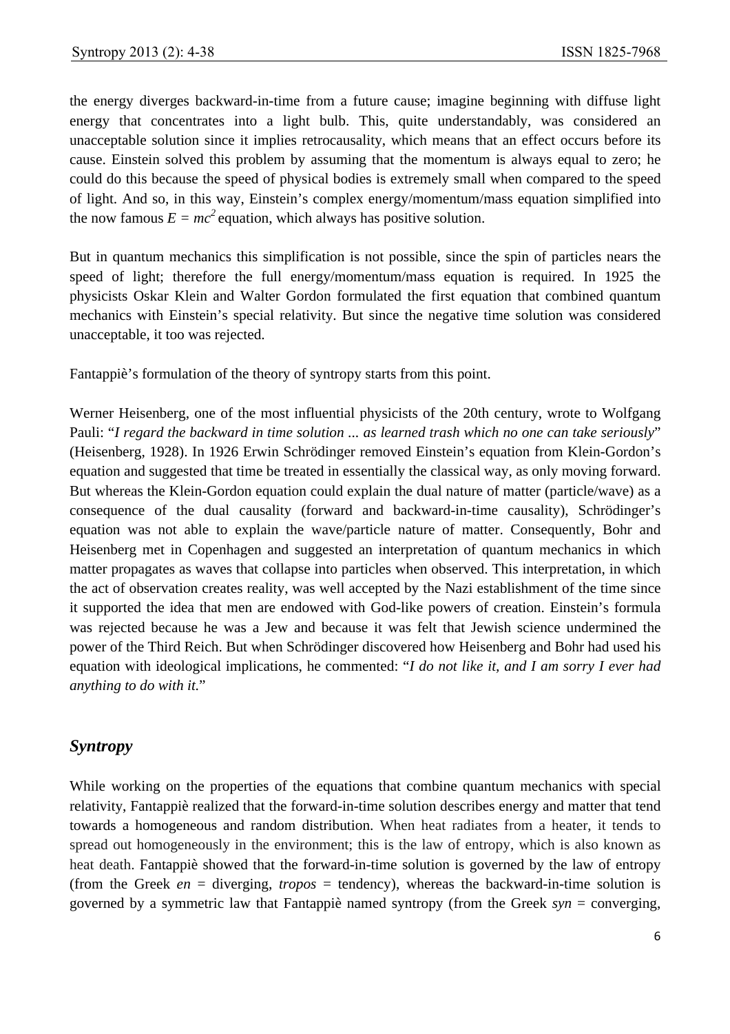the energy diverges backward-in-time from a future cause; imagine beginning with diffuse light energy that concentrates into a light bulb. This, quite understandably, was considered an unacceptable solution since it implies retrocausality, which means that an effect occurs before its cause. Einstein solved this problem by assuming that the momentum is always equal to zero; he could do this because the speed of physical bodies is extremely small when compared to the speed of light. And so, in this way, Einstein's complex energy/momentum/mass equation simplified into the now famous $E = mc^2$ equation, which always has positive solution.

But in quantum mechanics this simplification is not possible, since the spin of particles nears the speed of light; therefore the full energy/momentum/mass equation is required. In 1925 the physicists Oskar Klein and Walter Gordon formulated the first equation that combined quantum mechanics with Einstein's special relativity. But since the negative time solution was considered unacceptable, it too was rejected.

Fantappiè's formulation of the theory of syntropy starts from this point.

Werner Heisenberg, one of the most influential physicists of the 20th century, wrote to Wolfgang Pauli: "*I regard the backward in time solution ... as learned trash which no one can take seriously*" (Heisenberg, 1928). In 1926 Erwin Schrödinger removed Einstein's equation from Klein-Gordon's equation and suggested that time be treated in essentially the classical way, as only moving forward. But whereas the Klein-Gordon equation could explain the dual nature of matter (particle/wave) as a consequence of the dual causality (forward and backward-in-time causality), Schrödinger's equation was not able to explain the wave/particle nature of matter. Consequently, Bohr and Heisenberg met in Copenhagen and suggested an interpretation of quantum mechanics in which matter propagates as waves that collapse into particles when observed. This interpretation, in which the act of observation creates reality, was well accepted by the Nazi establishment of the time since it supported the idea that men are endowed with God-like powers of creation. Einstein's formula was rejected because he was a Jew and because it was felt that Jewish science undermined the power of the Third Reich. But when Schrödinger discovered how Heisenberg and Bohr had used his equation with ideological implications, he commented: "*I do not like it, and I am sorry I ever had anything to do with it.*"

## *Syntropy*

While working on the properties of the equations that combine quantum mechanics with special relativity, Fantappiè realized that the forward-in-time solution describes energy and matter that tend towards a homogeneous and random distribution. When heat radiates from a heater, it tends to spread out homogeneously in the environment; this is the law of entropy, which is also known as heat death. Fantappiè showed that the forward-in-time solution is governed by the law of entropy (from the Greek *en* = diverging, *tropos* = tendency), whereas the backward-in-time solution is governed by a symmetric law that Fantappiè named syntropy (from the Greek *syn* = converging,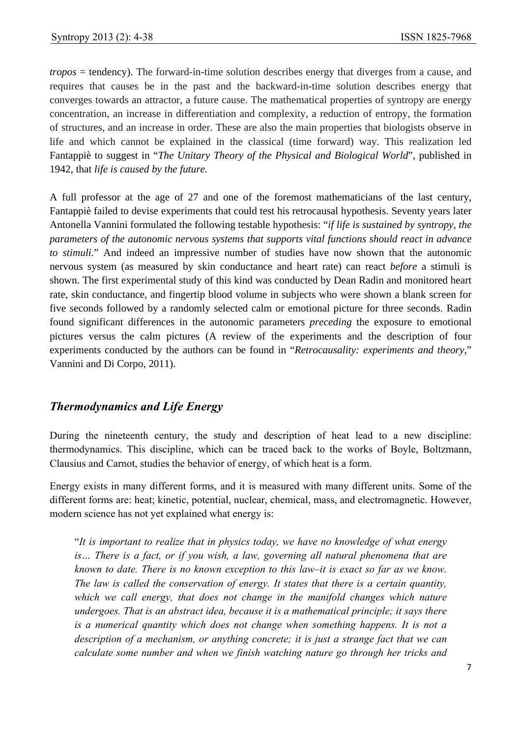*tropos* = tendency). The forward-in-time solution describes energy that diverges from a cause, and requires that causes be in the past and the backward-in-time solution describes energy that converges towards an attractor, a future cause. The mathematical properties of syntropy are energy concentration, an increase in differentiation and complexity, a reduction of entropy, the formation of structures, and an increase in order. These are also the main properties that biologists observe in life and which cannot be explained in the classical (time forward) way. This realization led Fantappiè to suggest in "*The Unitary Theory of the Physical and Biological World*", published in 1942, that *life is caused by the future.*

A full professor at the age of 27 and one of the foremost mathematicians of the last century, Fantappiè failed to devise experiments that could test his retrocausal hypothesis. Seventy years later Antonella Vannini formulated the following testable hypothesis: "*if life is sustained by syntropy, the parameters of the autonomic nervous systems that supports vital functions should react in advance to stimuli.*" And indeed an impressive number of studies have now shown that the autonomic nervous system (as measured by skin conductance and heart rate) can react *before* a stimuli is shown. The first experimental study of this kind was conducted by Dean Radin and monitored heart rate, skin conductance, and fingertip blood volume in subjects who were shown a blank screen for five seconds followed by a randomly selected calm or emotional picture for three seconds. Radin found significant differences in the autonomic parameters *preceding* the exposure to emotional pictures versus the calm pictures (A review of the experiments and the description of four experiments conducted by the authors can be found in "*Retrocausality: experiments and theory*," Vannini and Di Corpo, 2011).

## *Thermodynamics and Life Energy*

During the nineteenth century, the study and description of heat lead to a new discipline: thermodynamics. This discipline, which can be traced back to the works of Boyle, Boltzmann, Clausius and Carnot, studies the behavior of energy, of which heat is a form.

Energy exists in many different forms, and it is measured with many different units. Some of the different forms are: heat; kinetic, potential, nuclear, chemical, mass, and electromagnetic. However, modern science has not yet explained what energy is:

> "*It is important to realize that in physics today, we have no knowledge of what energy is… There is a fact, or if you wish, a law, governing all natural phenomena that are known to date. There is no known exception to this law–it is exact so far as we know. The law is called the conservation of energy. It states that there is a certain quantity, which we call energy, that does not change in the manifold changes which nature undergoes. That is an abstract idea, because it is a mathematical principle; it says there is a numerical quantity which does not change when something happens. It is not a description of a mechanism, or anything concrete; it is just a strange fact that we can calculate some number and when we finish watching nature go through her tricks and*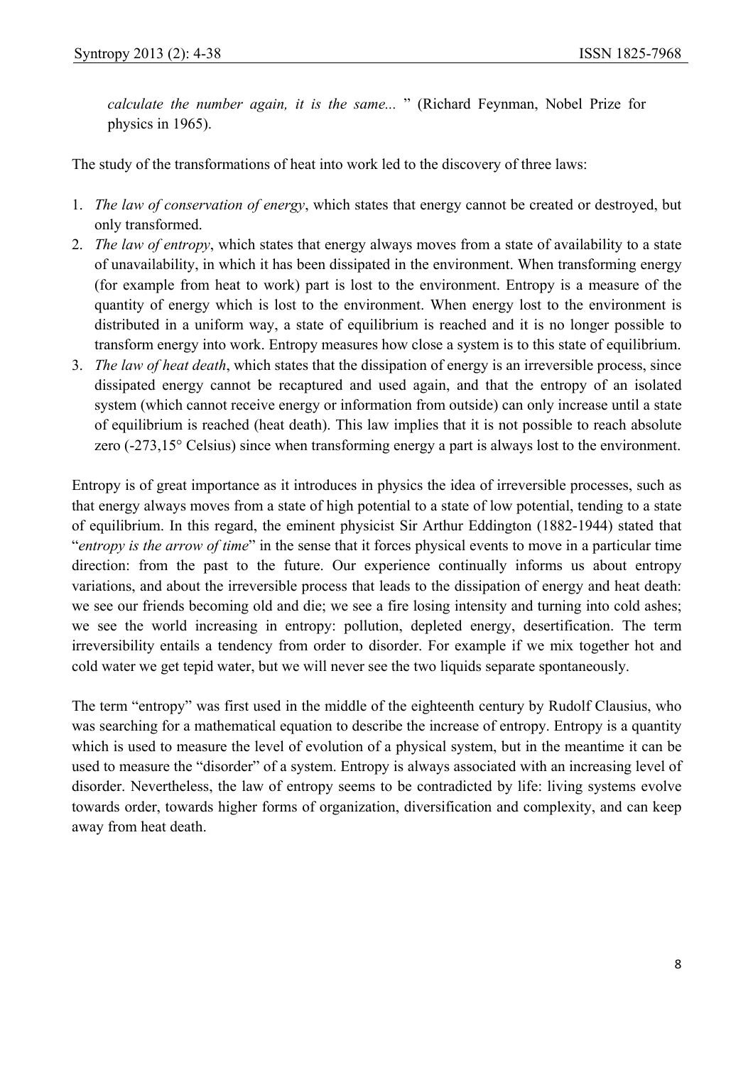*calculate the number again, it is the same...* " (Richard Feynman, Nobel Prize for physics in 1965).

The study of the transformations of heat into work led to the discovery of three laws:

1. *The law of conservation of energy*, which states that energy cannot be created or destroyed, but only transformed.
2. *The law of entropy*, which states that energy always moves from a state of availability to a state of unavailability, in which it has been dissipated in the environment. When transforming energy (for example from heat to work) part is lost to the environment. Entropy is a measure of the quantity of energy which is lost to the environment. When energy lost to the environment is distributed in a uniform way, a state of equilibrium is reached and it is no longer possible to transform energy into work. Entropy measures how close a system is to this state of equilibrium.
3. *The law of heat death*, which states that the dissipation of energy is an irreversible process, since dissipated energy cannot be recaptured and used again, and that the entropy of an isolated system (which cannot receive energy or information from outside) can only increase until a state of equilibrium is reached (heat death). This law implies that it is not possible to reach absolute zero (-273,15° Celsius) since when transforming energy a part is always lost to the environment.

Entropy is of great importance as it introduces in physics the idea of irreversible processes, such as that energy always moves from a state of high potential to a state of low potential, tending to a state of equilibrium. In this regard, the eminent physicist Sir Arthur Eddington (1882-1944) stated that "*entropy is the arrow of time*" in the sense that it forces physical events to move in a particular time direction: from the past to the future. Our experience continually informs us about entropy variations, and about the irreversible process that leads to the dissipation of energy and heat death: we see our friends becoming old and die; we see a fire losing intensity and turning into cold ashes; we see the world increasing in entropy: pollution, depleted energy, desertification. The term irreversibility entails a tendency from order to disorder. For example if we mix together hot and cold water we get tepid water, but we will never see the two liquids separate spontaneously.

The term "entropy" was first used in the middle of the eighteenth century by Rudolf Clausius, who was searching for a mathematical equation to describe the increase of entropy. Entropy is a quantity which is used to measure the level of evolution of a physical system, but in the meantime it can be used to measure the "disorder" of a system. Entropy is always associated with an increasing level of disorder. Nevertheless, the law of entropy seems to be contradicted by life: living systems evolve towards order, towards higher forms of organization, diversification and complexity, and can keep away from heat death.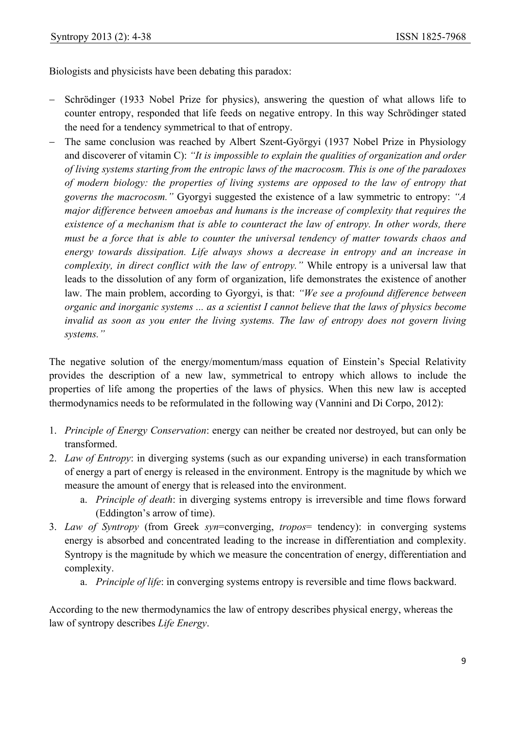Biologists and physicists have been debating this paradox:

- Schrödinger (1933 Nobel Prize for physics), answering the question of what allows life to counter entropy, responded that life feeds on negative entropy. In this way Schrödinger stated the need for a tendency symmetrical to that of entropy.
- The same conclusion was reached by Albert Szent-Györgyi (1937 Nobel Prize in Physiology and discoverer of vitamin C): *"It is impossible to explain the qualities of organization and order of living systems starting from the entropic laws of the macrocosm. This is one of the paradoxes of modern biology: the properties of living systems are opposed to the law of entropy that governs the macrocosm."* Gyorgyi suggested the existence of a law symmetric to entropy: *"A major difference between amoebas and humans is the increase of complexity that requires the existence of a mechanism that is able to counteract the law of entropy. In other words, there must be a force that is able to counter the universal tendency of matter towards chaos and energy towards dissipation. Life always shows a decrease in entropy and an increase in complexity, in direct conflict with the law of entropy."* While entropy is a universal law that leads to the dissolution of any form of organization, life demonstrates the existence of another law. The main problem, according to Gyorgyi, is that: *"We see a profound difference between organic and inorganic systems ... as a scientist I cannot believe that the laws of physics become invalid as soon as you enter the living systems. The law of entropy does not govern living systems."*

The negative solution of the energy/momentum/mass equation of Einstein's Special Relativity provides the description of a new law, symmetrical to entropy which allows to include the properties of life among the properties of the laws of physics. When this new law is accepted thermodynamics needs to be reformulated in the following way (Vannini and Di Corpo, 2012):

1. *Principle of Energy Conservation*: energy can neither be created nor destroyed, but can only be transformed.
2. *Law of Entropy*: in diverging systems (such as our expanding universe) in each transformation of energy a part of energy is released in the environment. Entropy is the magnitude by which we measure the amount of energy that is released into the environment.
   a. *Principle of death*: in diverging systems entropy is irreversible and time flows forward (Eddington's arrow of time).
3. *Law of Syntropy* (from Greek *syn*=converging, *tropos*= tendency): in converging systems energy is absorbed and concentrated leading to the increase in differentiation and complexity. Syntropy is the magnitude by which we measure the concentration of energy, differentiation and complexity.
   a. *Principle of life*: in converging systems entropy is reversible and time flows backward.

According to the new thermodynamics the law of entropy describes physical energy, whereas the law of syntropy describes *Life Energy*.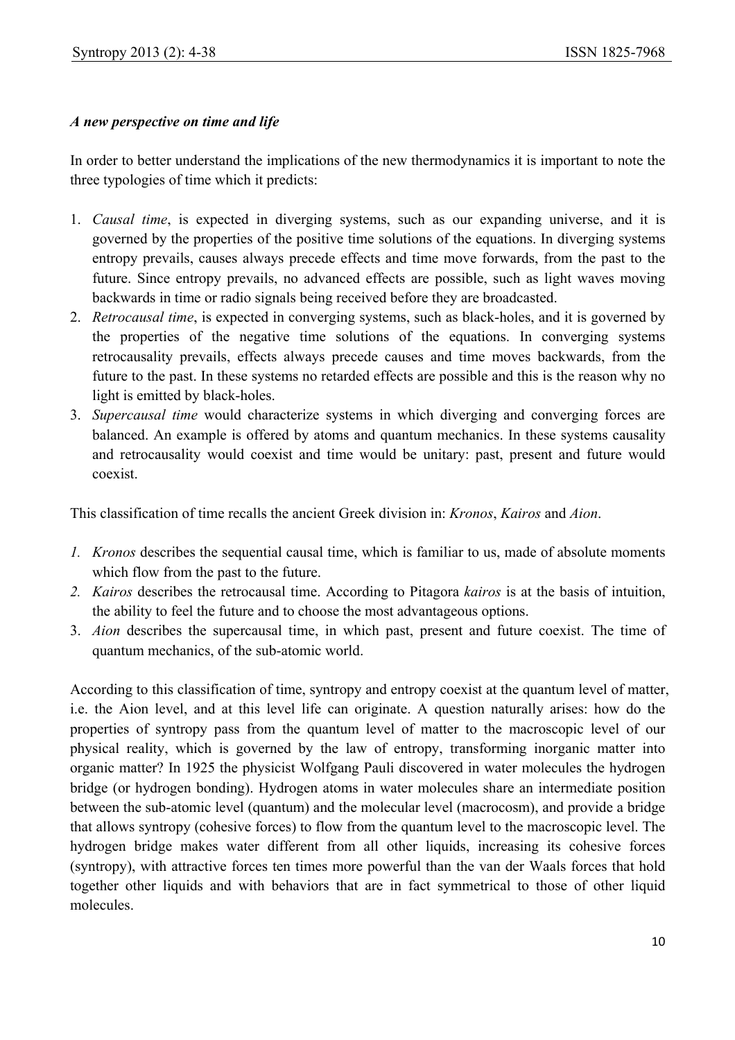### *A new perspective on time and life*

In order to better understand the implications of the new thermodynamics it is important to note the three typologies of time which it predicts:

1. *Causal time*, is expected in diverging systems, such as our expanding universe, and it is governed by the properties of the positive time solutions of the equations. In diverging systems entropy prevails, causes always precede effects and time move forwards, from the past to the future. Since entropy prevails, no advanced effects are possible, such as light waves moving backwards in time or radio signals being received before they are broadcasted.
2. *Retrocausal time*, is expected in converging systems, such as black-holes, and it is governed by the properties of the negative time solutions of the equations. In converging systems retrocausality prevails, effects always precede causes and time moves backwards, from the future to the past. In these systems no retarded effects are possible and this is the reason why no light is emitted by black-holes.
3. *Supercausal time* would characterize systems in which diverging and converging forces are balanced. An example is offered by atoms and quantum mechanics. In these systems causality and retrocausality would coexist and time would be unitary: past, present and future would coexist.

This classification of time recalls the ancient Greek division in: *Kronos*, *Kairos* and *Aion*.

1. *Kronos* describes the sequential causal time, which is familiar to us, made of absolute moments which flow from the past to the future.
2. *Kairos* describes the retrocausal time. According to Pitagora *kairos* is at the basis of intuition, the ability to feel the future and to choose the most advantageous options.
3. *Aion* describes the supercausal time, in which past, present and future coexist. The time of quantum mechanics, of the sub-atomic world.

According to this classification of time, syntropy and entropy coexist at the quantum level of matter, i.e. the Aion level, and at this level life can originate. A question naturally arises: how do the properties of syntropy pass from the quantum level of matter to the macroscopic level of our physical reality, which is governed by the law of entropy, transforming inorganic matter into organic matter? In 1925 the physicist Wolfgang Pauli discovered in water molecules the hydrogen bridge (or hydrogen bonding). Hydrogen atoms in water molecules share an intermediate position between the sub-atomic level (quantum) and the molecular level (macrocosm), and provide a bridge that allows syntropy (cohesive forces) to flow from the quantum level to the macroscopic level. The hydrogen bridge makes water different from all other liquids, increasing its cohesive forces (syntropy), with attractive forces ten times more powerful than the van der Waals forces that hold together other liquids and with behaviors that are in fact symmetrical to those of other liquid molecules.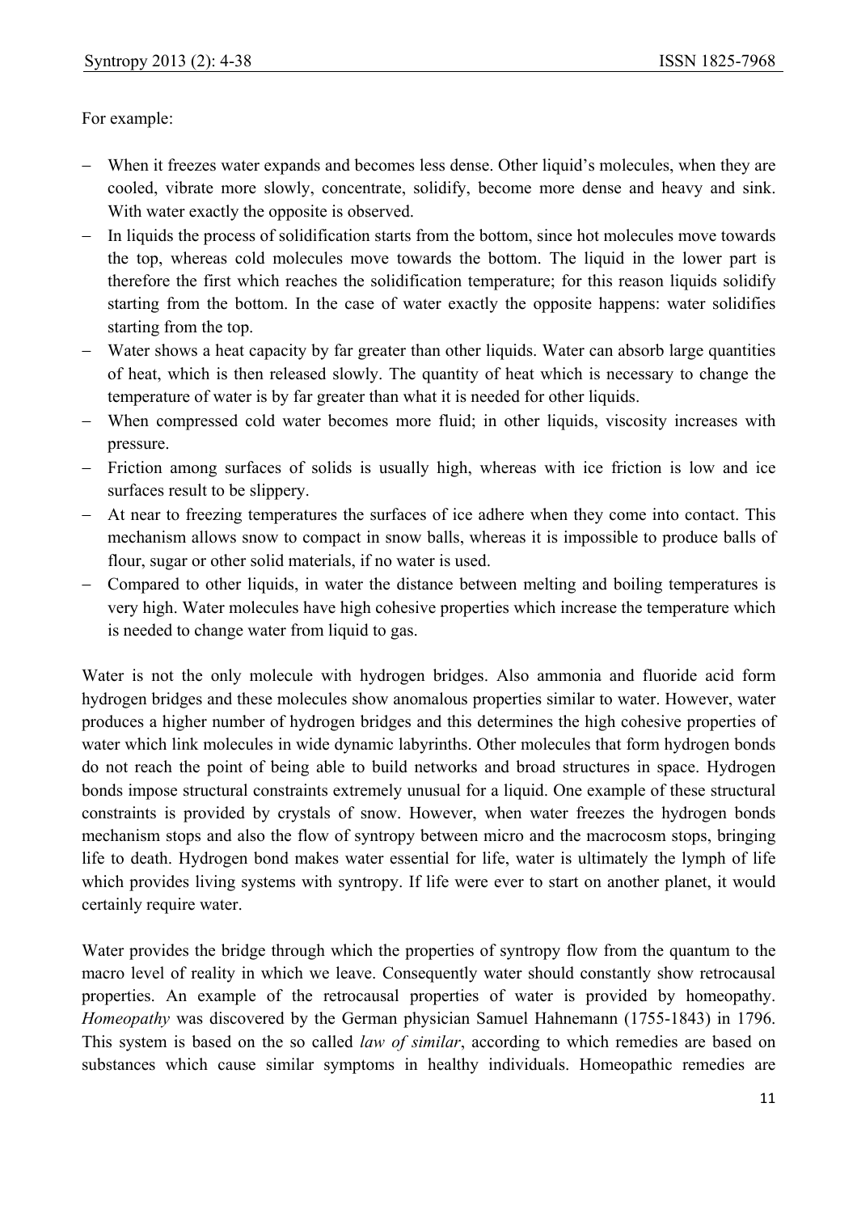For example:

- When it freezes water expands and becomes less dense. Other liquid's molecules, when they are cooled, vibrate more slowly, concentrate, solidify, become more dense and heavy and sink. With water exactly the opposite is observed.
- In liquids the process of solidification starts from the bottom, since hot molecules move towards the top, whereas cold molecules move towards the bottom. The liquid in the lower part is therefore the first which reaches the solidification temperature; for this reason liquids solidify starting from the bottom. In the case of water exactly the opposite happens: water solidifies starting from the top.
- Water shows a heat capacity by far greater than other liquids. Water can absorb large quantities of heat, which is then released slowly. The quantity of heat which is necessary to change the temperature of water is by far greater than what it is needed for other liquids.
- When compressed cold water becomes more fluid; in other liquids, viscosity increases with pressure.
- Friction among surfaces of solids is usually high, whereas with ice friction is low and ice surfaces result to be slippery.
- At near to freezing temperatures the surfaces of ice adhere when they come into contact. This mechanism allows snow to compact in snow balls, whereas it is impossible to produce balls of flour, sugar or other solid materials, if no water is used.
- Compared to other liquids, in water the distance between melting and boiling temperatures is very high. Water molecules have high cohesive properties which increase the temperature which is needed to change water from liquid to gas.

Water is not the only molecule with hydrogen bridges. Also ammonia and fluoride acid form hydrogen bridges and these molecules show anomalous properties similar to water. However, water produces a higher number of hydrogen bridges and this determines the high cohesive properties of water which link molecules in wide dynamic labyrinths. Other molecules that form hydrogen bonds do not reach the point of being able to build networks and broad structures in space. Hydrogen bonds impose structural constraints extremely unusual for a liquid. One example of these structural constraints is provided by crystals of snow. However, when water freezes the hydrogen bonds mechanism stops and also the flow of syntropy between micro and the macrocosm stops, bringing life to death. Hydrogen bond makes water essential for life, water is ultimately the lymph of life which provides living systems with syntropy. If life were ever to start on another planet, it would certainly require water.

Water provides the bridge through which the properties of syntropy flow from the quantum to the macro level of reality in which we leave. Consequently water should constantly show retrocausal properties. An example of the retrocausal properties of water is provided by homeopathy. *Homeopathy* was discovered by the German physician Samuel Hahnemann (1755-1843) in 1796. This system is based on the so called *law of similar*, according to which remedies are based on substances which cause similar symptoms in healthy individuals. Homeopathic remedies are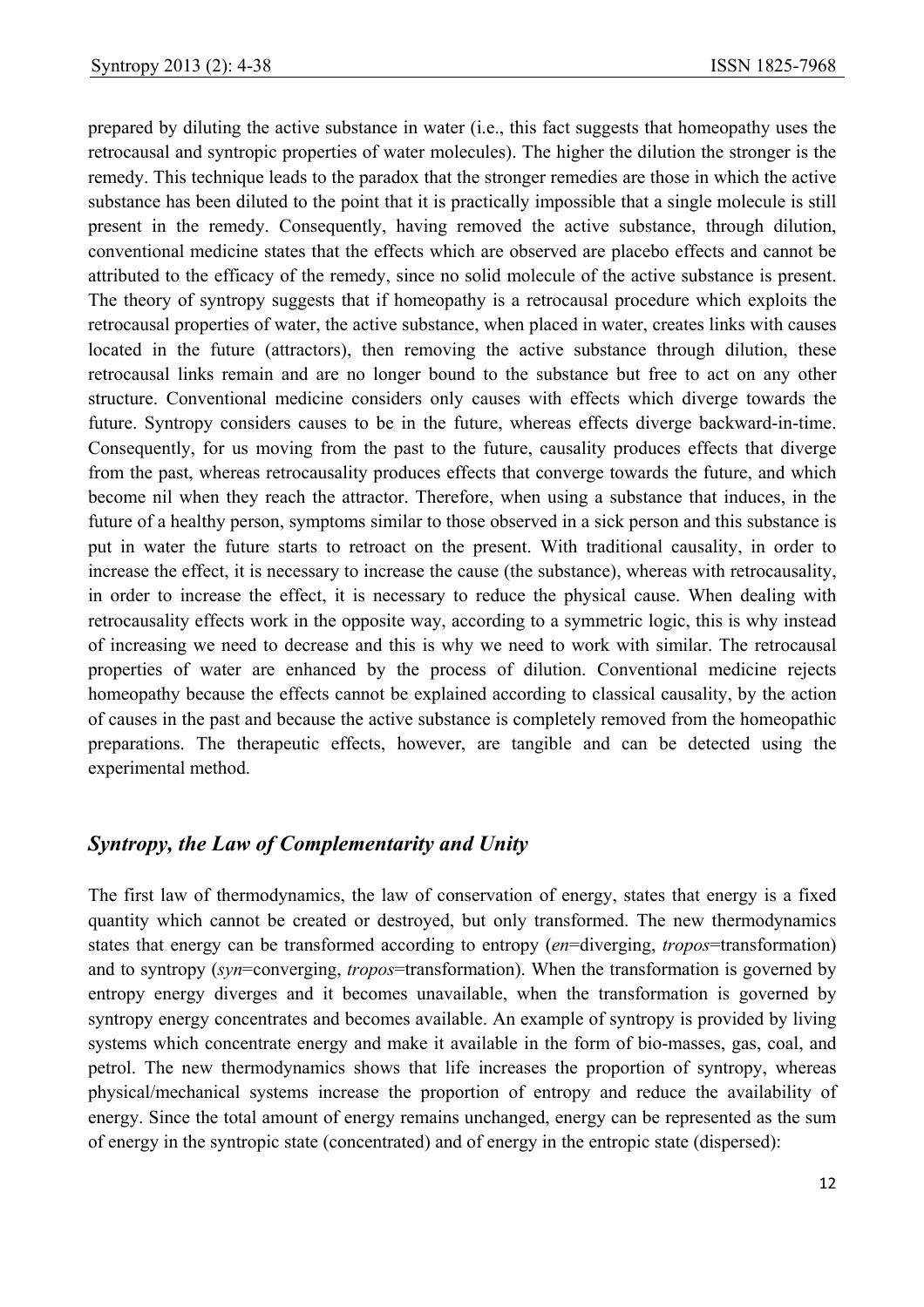prepared by diluting the active substance in water (i.e., this fact suggests that homeopathy uses the retrocausal and syntropic properties of water molecules). The higher the dilution the stronger is the remedy. This technique leads to the paradox that the stronger remedies are those in which the active substance has been diluted to the point that it is practically impossible that a single molecule is still present in the remedy. Consequently, having removed the active substance, through dilution, conventional medicine states that the effects which are observed are placebo effects and cannot be attributed to the efficacy of the remedy, since no solid molecule of the active substance is present. The theory of syntropy suggests that if homeopathy is a retrocausal procedure which exploits the retrocausal properties of water, the active substance, when placed in water, creates links with causes located in the future (attractors), then removing the active substance through dilution, these retrocausal links remain and are no longer bound to the substance but free to act on any other structure. Conventional medicine considers only causes with effects which diverge towards the future. Syntropy considers causes to be in the future, whereas effects diverge backward-in-time. Consequently, for us moving from the past to the future, causality produces effects that diverge from the past, whereas retrocausality produces effects that converge towards the future, and which become nil when they reach the attractor. Therefore, when using a substance that induces, in the future of a healthy person, symptoms similar to those observed in a sick person and this substance is put in water the future starts to retroact on the present. With traditional causality, in order to increase the effect, it is necessary to increase the cause (the substance), whereas with retrocausality, in order to increase the effect, it is necessary to reduce the physical cause. When dealing with retrocausality effects work in the opposite way, according to a symmetric logic, this is why instead of increasing we need to decrease and this is why we need to work with similar. The retrocausal properties of water are enhanced by the process of dilution. Conventional medicine rejects homeopathy because the effects cannot be explained according to classical causality, by the action of causes in the past and because the active substance is completely removed from the homeopathic preparations. The therapeutic effects, however, are tangible and can be detected using the experimental method.

## *Syntropy, the Law of Complementarity and Unity*

The first law of thermodynamics, the law of conservation of energy, states that energy is a fixed quantity which cannot be created or destroyed, but only transformed. The new thermodynamics states that energy can be transformed according to entropy (*en*=diverging, *tropos*=transformation) and to syntropy (*syn*=converging, *tropos*=transformation). When the transformation is governed by entropy energy diverges and it becomes unavailable, when the transformation is governed by syntropy energy concentrates and becomes available. An example of syntropy is provided by living systems which concentrate energy and make it available in the form of bio-masses, gas, coal, and petrol. The new thermodynamics shows that life increases the proportion of syntropy, whereas physical/mechanical systems increase the proportion of entropy and reduce the availability of energy. Since the total amount of energy remains unchanged, energy can be represented as the sum of energy in the syntropic state (concentrated) and of energy in the entropic state (dispersed):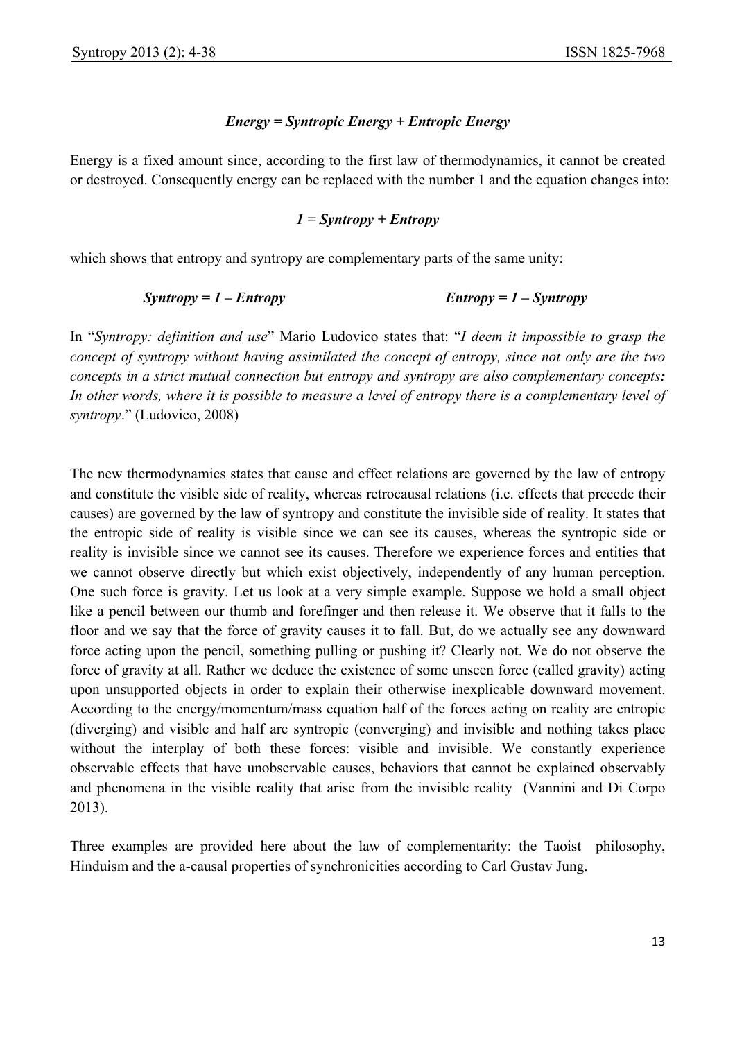***Energy = Syntropic Energy + Entropic Energy***

Energy is a fixed amount since, according to the first law of thermodynamics, it cannot be created or destroyed. Consequently energy can be replaced with the number 1 and the equation changes into:

***1 = Syntropy + Entropy***

which shows that entropy and syntropy are complementary parts of the same unity:

***Syntropy = 1 – Entropy*** &nbsp;&nbsp;&nbsp;&nbsp;&nbsp;&nbsp;&nbsp;&nbsp;&nbsp;&nbsp;&nbsp;&nbsp; ***Entropy = 1 – Syntropy***

In "*Syntropy: definition and use*" Mario Ludovico states that: "*I deem it impossible to grasp the concept of syntropy without having assimilated the concept of entropy, since not only are the two concepts in a strict mutual connection but entropy and syntropy are also complementary concepts**:** In other words, where it is possible to measure a level of entropy there is a complementary level of syntropy*." (Ludovico, 2008)

The new thermodynamics states that cause and effect relations are governed by the law of entropy and constitute the visible side of reality, whereas retrocausal relations (i.e. effects that precede their causes) are governed by the law of syntropy and constitute the invisible side of reality. It states that the entropic side of reality is visible since we can see its causes, whereas the syntropic side or reality is invisible since we cannot see its causes. Therefore we experience forces and entities that we cannot observe directly but which exist objectively, independently of any human perception. One such force is gravity. Let us look at a very simple example. Suppose we hold a small object like a pencil between our thumb and forefinger and then release it. We observe that it falls to the floor and we say that the force of gravity causes it to fall. But, do we actually see any downward force acting upon the pencil, something pulling or pushing it? Clearly not. We do not observe the force of gravity at all. Rather we deduce the existence of some unseen force (called gravity) acting upon unsupported objects in order to explain their otherwise inexplicable downward movement. According to the energy/momentum/mass equation half of the forces acting on reality are entropic (diverging) and visible and half are syntropic (converging) and invisible and nothing takes place without the interplay of both these forces: visible and invisible. We constantly experience observable effects that have unobservable causes, behaviors that cannot be explained observably and phenomena in the visible reality that arise from the invisible reality (Vannini and Di Corpo 2013).

Three examples are provided here about the law of complementarity: the Taoist philosophy, Hinduism and the a-causal properties of synchronicities according to Carl Gustav Jung.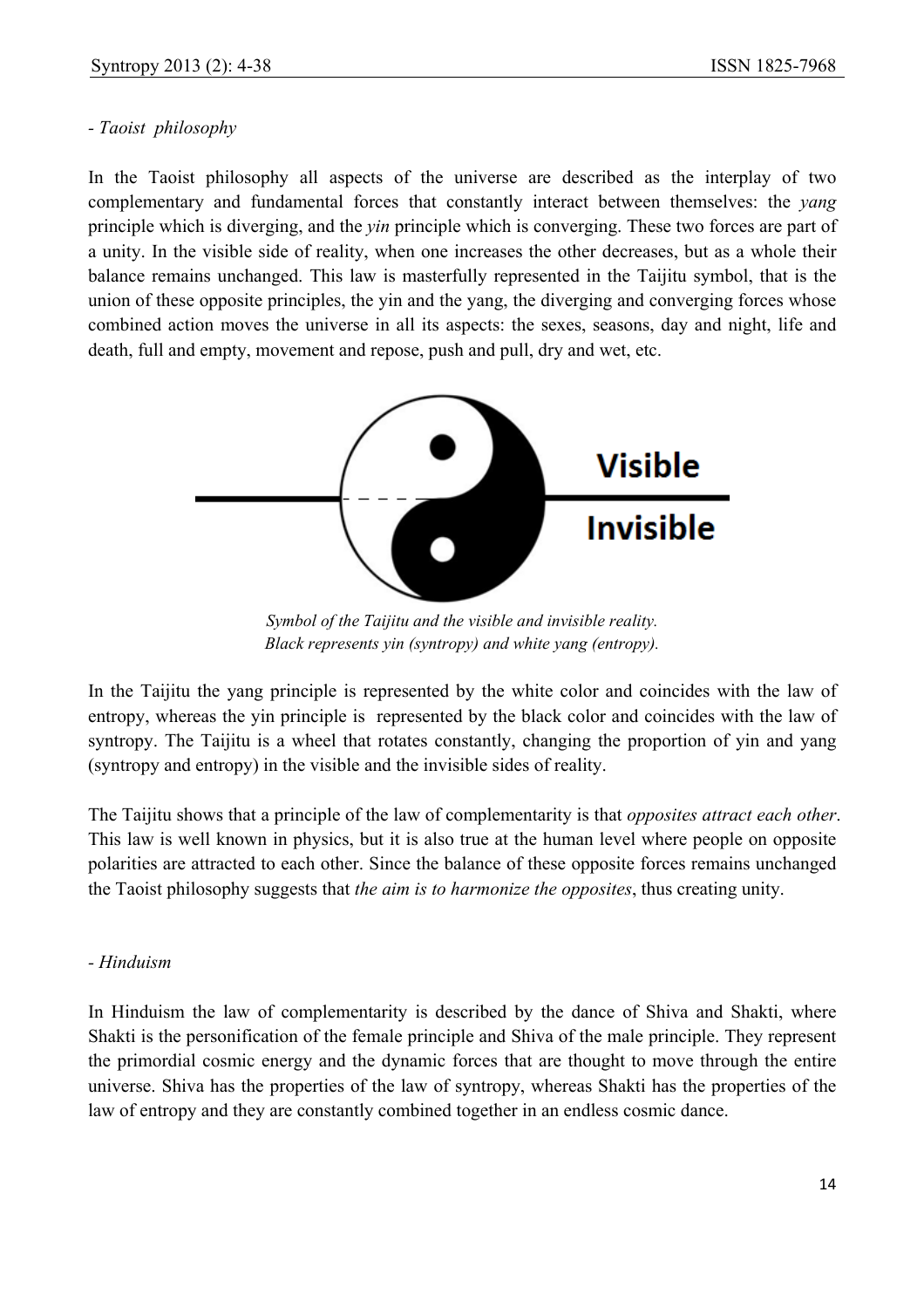*- Taoist philosophy*

In the Taoist philosophy all aspects of the universe are described as the interplay of two complementary and fundamental forces that constantly interact between themselves: the *yang* principle which is diverging, and the *yin* principle which is converging. These two forces are part of a unity. In the visible side of reality, when one increases the other decreases, but as a whole their balance remains unchanged. This law is masterfully represented in the Taijitu symbol, that is the union of these opposite principles, the yin and the yang, the diverging and converging forces whose combined action moves the universe in all its aspects: the sexes, seasons, day and night, life and death, full and empty, movement and repose, push and pull, dry and wet, etc.

Visible

Invisible

*Symbol of the Taijitu and the visible and invisible reality.*
*Black represents yin (syntropy) and white yang (entropy).*

In the Taijitu the yang principle is represented by the white color and coincides with the law of entropy, whereas the yin principle is represented by the black color and coincides with the law of syntropy. The Taijitu is a wheel that rotates constantly, changing the proportion of yin and yang (syntropy and entropy) in the visible and the invisible sides of reality.

The Taijitu shows that a principle of the law of complementarity is that *opposites attract each other*. This law is well known in physics, but it is also true at the human level where people on opposite polarities are attracted to each other. Since the balance of these opposite forces remains unchanged the Taoist philosophy suggests that *the aim is to harmonize the opposites*, thus creating unity.

*- Hinduism*

In Hinduism the law of complementarity is described by the dance of Shiva and Shakti, where Shakti is the personification of the female principle and Shiva of the male principle. They represent the primordial cosmic energy and the dynamic forces that are thought to move through the entire universe. Shiva has the properties of the law of syntropy, whereas Shakti has the properties of the law of entropy and they are constantly combined together in an endless cosmic dance.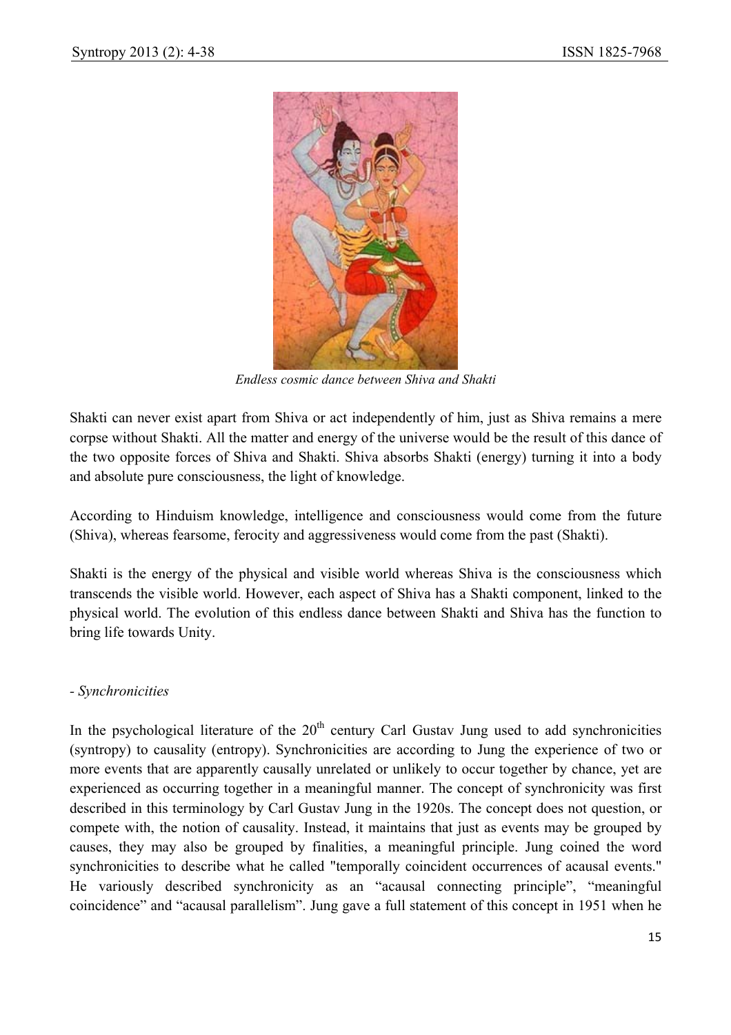*Endless cosmic dance between Shiva and Shakti*

Shakti can never exist apart from Shiva or act independently of him, just as Shiva remains a mere corpse without Shakti. All the matter and energy of the universe would be the result of this dance of the two opposite forces of Shiva and Shakti. Shiva absorbs Shakti (energy) turning it into a body and absolute pure consciousness, the light of knowledge.

According to Hinduism knowledge, intelligence and consciousness would come from the future (Shiva), whereas fearsome, ferocity and aggressiveness would come from the past (Shakti).

Shakti is the energy of the physical and visible world whereas Shiva is the consciousness which transcends the visible world. However, each aspect of Shiva has a Shakti component, linked to the physical world. The evolution of this endless dance between Shakti and Shiva has the function to bring life towards Unity.

- *Synchronicities*

In the psychological literature of the 20th century Carl Gustav Jung used to add synchronicities (syntropy) to causality (entropy). Synchronicities are according to Jung the experience of two or more events that are apparently causally unrelated or unlikely to occur together by chance, yet are experienced as occurring together in a meaningful manner. The concept of synchronicity was first described in this terminology by Carl Gustav Jung in the 1920s. The concept does not question, or compete with, the notion of causality. Instead, it maintains that just as events may be grouped by causes, they may also be grouped by finalities, a meaningful principle. Jung coined the word synchronicities to describe what he called "temporally coincident occurrences of acausal events." He variously described synchronicity as an "acausal connecting principle", "meaningful coincidence" and "acausal parallelism". Jung gave a full statement of this concept in 1951 when he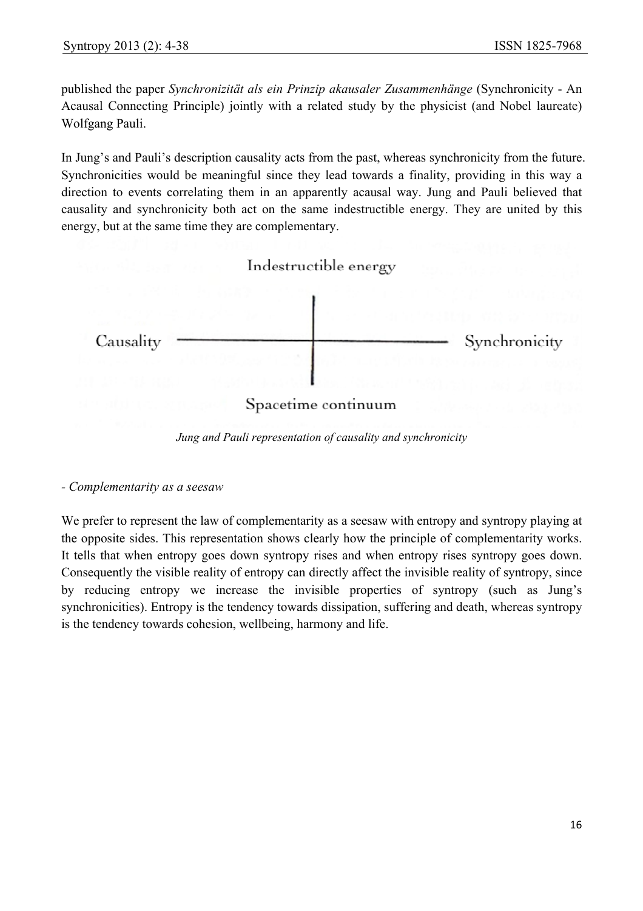published the paper *Synchronizität als ein Prinzip akausaler Zusammenhänge* (Synchronicity - An Acausal Connecting Principle) jointly with a related study by the physicist (and Nobel laureate) Wolfgang Pauli.

In Jung's and Pauli's description causality acts from the past, whereas synchronicity from the future. Synchronicities would be meaningful since they lead towards a finality, providing in this way a direction to events correlating them in an apparently acausal way. Jung and Pauli believed that causality and synchronicity both act on the same indestructible energy. They are united by this energy, but at the same time they are complementary.

Indestructible energy

Causality — Synchronicity

Spacetime continuum

*Jung and Pauli representation of causality and synchronicity*

- *Complementarity as a seesaw*

We prefer to represent the law of complementarity as a seesaw with entropy and syntropy playing at the opposite sides. This representation shows clearly how the principle of complementarity works. It tells that when entropy goes down syntropy rises and when entropy rises syntropy goes down. Consequently the visible reality of entropy can directly affect the invisible reality of syntropy, since by reducing entropy we increase the invisible properties of syntropy (such as Jung's synchronicities). Entropy is the tendency towards dissipation, suffering and death, whereas syntropy is the tendency towards cohesion, wellbeing, harmony and life.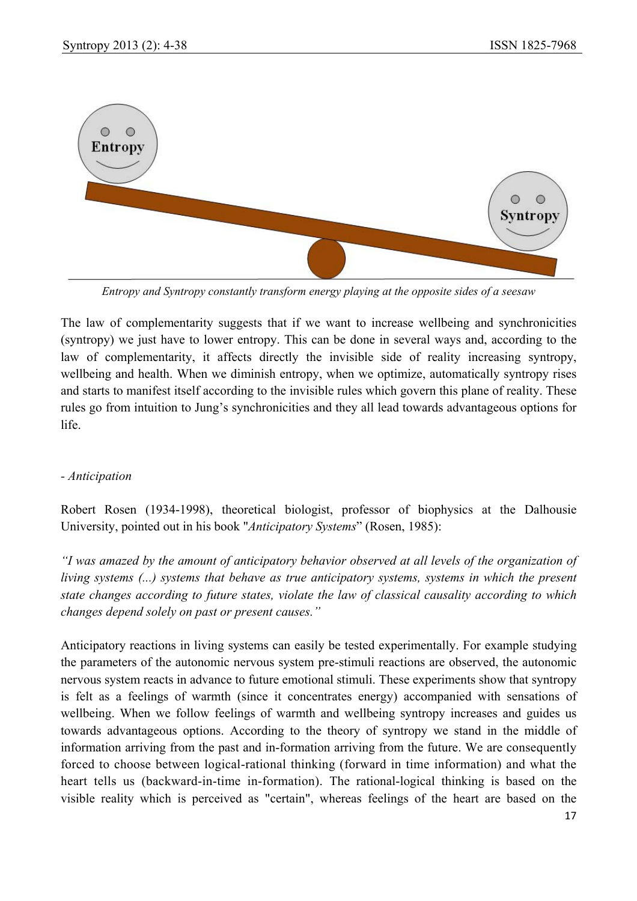*Entropy and Syntropy constantly transform energy playing at the opposite sides of a seesaw*

The law of complementarity suggests that if we want to increase wellbeing and synchronicities (syntropy) we just have to lower entropy. This can be done in several ways and, according to the law of complementarity, it affects directly the invisible side of reality increasing syntropy, wellbeing and health. When we diminish entropy, when we optimize, automatically syntropy rises and starts to manifest itself according to the invisible rules which govern this plane of reality. These rules go from intuition to Jung's synchronicities and they all lead towards advantageous options for life.

- *Anticipation*

Robert Rosen (1934-1998), theoretical biologist, professor of biophysics at the Dalhousie University, pointed out in his book "*Anticipatory Systems*" (Rosen, 1985):

*"I was amazed by the amount of anticipatory behavior observed at all levels of the organization of living systems (...) systems that behave as true anticipatory systems, systems in which the present state changes according to future states, violate the law of classical causality according to which changes depend solely on past or present causes."*

Anticipatory reactions in living systems can easily be tested experimentally. For example studying the parameters of the autonomic nervous system pre-stimuli reactions are observed, the autonomic nervous system reacts in advance to future emotional stimuli. These experiments show that syntropy is felt as a feelings of warmth (since it concentrates energy) accompanied with sensations of wellbeing. When we follow feelings of warmth and wellbeing syntropy increases and guides us towards advantageous options. According to the theory of syntropy we stand in the middle of information arriving from the past and in-formation arriving from the future. We are consequently forced to choose between logical-rational thinking (forward in time information) and what the heart tells us (backward-in-time in-formation). The rational-logical thinking is based on the visible reality which is perceived as "certain", whereas feelings of the heart are based on the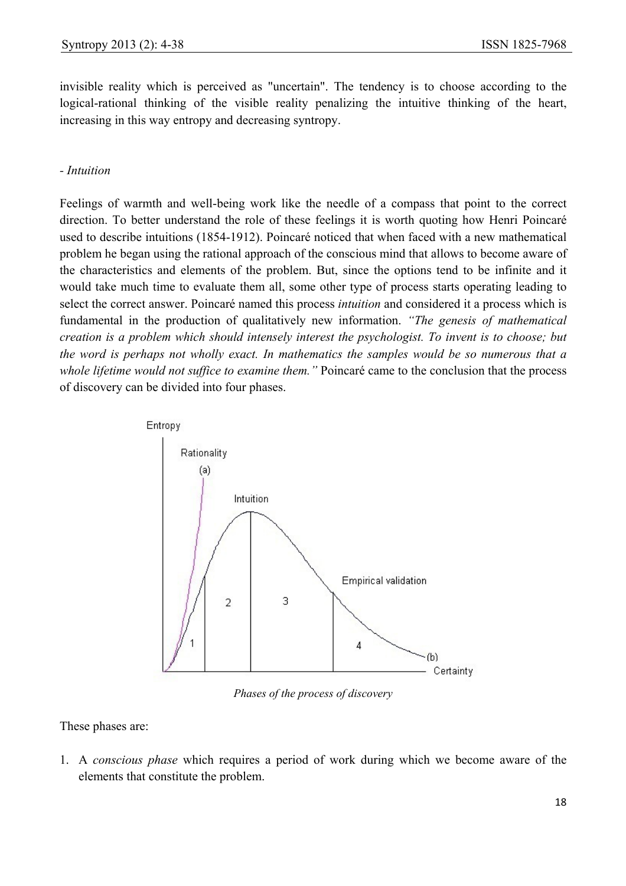invisible reality which is perceived as "uncertain". The tendency is to choose according to the logical-rational thinking of the visible reality penalizing the intuitive thinking of the heart, increasing in this way entropy and decreasing syntropy.

*- Intuition*

Feelings of warmth and well-being work like the needle of a compass that point to the correct direction. To better understand the role of these feelings it is worth quoting how Henri Poincaré used to describe intuitions (1854-1912). Poincaré noticed that when faced with a new mathematical problem he began using the rational approach of the conscious mind that allows to become aware of the characteristics and elements of the problem. But, since the options tend to be infinite and it would take much time to evaluate them all, some other type of process starts operating leading to select the correct answer. Poincaré named this process *intuition* and considered it a process which is fundamental in the production of qualitatively new information. *"The genesis of mathematical creation is a problem which should intensely interest the psychologist. To invent is to choose; but the word is perhaps not wholly exact. In mathematics the samples would be so numerous that a whole lifetime would not suffice to examine them."* Poincaré came to the conclusion that the process of discovery can be divided into four phases.

*Phases of the process of discovery*

These phases are:

1. A *conscious phase* which requires a period of work during which we become aware of the elements that constitute the problem.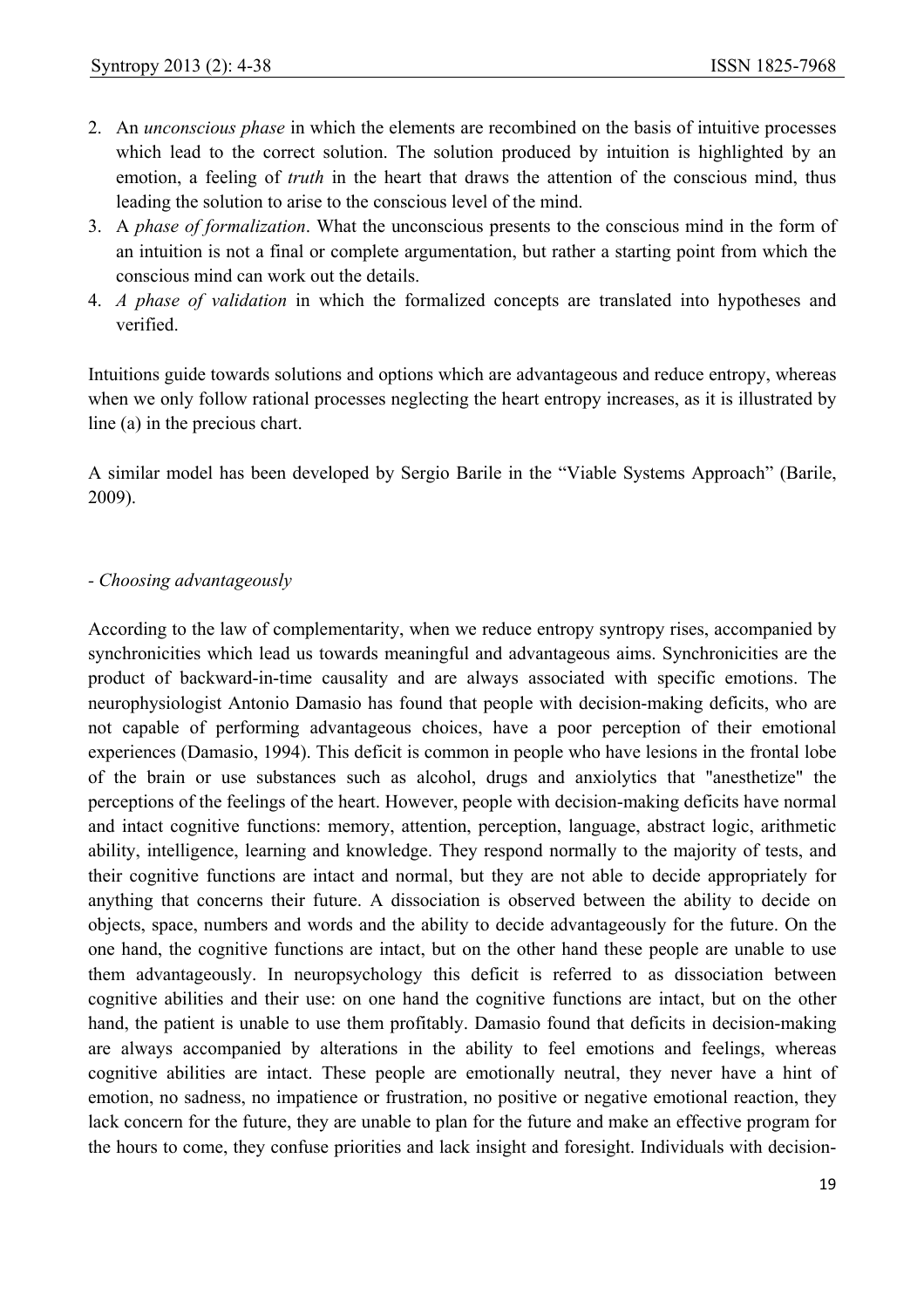2. An *unconscious phase* in which the elements are recombined on the basis of intuitive processes which lead to the correct solution. The solution produced by intuition is highlighted by an emotion, a feeling of *truth* in the heart that draws the attention of the conscious mind, thus leading the solution to arise to the conscious level of the mind.
3. A *phase of formalization*. What the unconscious presents to the conscious mind in the form of an intuition is not a final or complete argumentation, but rather a starting point from which the conscious mind can work out the details.
4. *A phase of validation* in which the formalized concepts are translated into hypotheses and verified.

Intuitions guide towards solutions and options which are advantageous and reduce entropy, whereas when we only follow rational processes neglecting the heart entropy increases, as it is illustrated by line (a) in the precious chart.

A similar model has been developed by Sergio Barile in the "Viable Systems Approach" (Barile, 2009).

- *Choosing advantageously*

According to the law of complementarity, when we reduce entropy syntropy rises, accompanied by synchronicities which lead us towards meaningful and advantageous aims. Synchronicities are the product of backward-in-time causality and are always associated with specific emotions. The neurophysiologist Antonio Damasio has found that people with decision-making deficits, who are not capable of performing advantageous choices, have a poor perception of their emotional experiences (Damasio, 1994). This deficit is common in people who have lesions in the frontal lobe of the brain or use substances such as alcohol, drugs and anxiolytics that "anesthetize" the perceptions of the feelings of the heart. However, people with decision-making deficits have normal and intact cognitive functions: memory, attention, perception, language, abstract logic, arithmetic ability, intelligence, learning and knowledge. They respond normally to the majority of tests, and their cognitive functions are intact and normal, but they are not able to decide appropriately for anything that concerns their future. A dissociation is observed between the ability to decide on objects, space, numbers and words and the ability to decide advantageously for the future. On the one hand, the cognitive functions are intact, but on the other hand these people are unable to use them advantageously. In neuropsychology this deficit is referred to as dissociation between cognitive abilities and their use: on one hand the cognitive functions are intact, but on the other hand, the patient is unable to use them profitably. Damasio found that deficits in decision-making are always accompanied by alterations in the ability to feel emotions and feelings, whereas cognitive abilities are intact. These people are emotionally neutral, they never have a hint of emotion, no sadness, no impatience or frustration, no positive or negative emotional reaction, they lack concern for the future, they are unable to plan for the future and make an effective program for the hours to come, they confuse priorities and lack insight and foresight. Individuals with decision-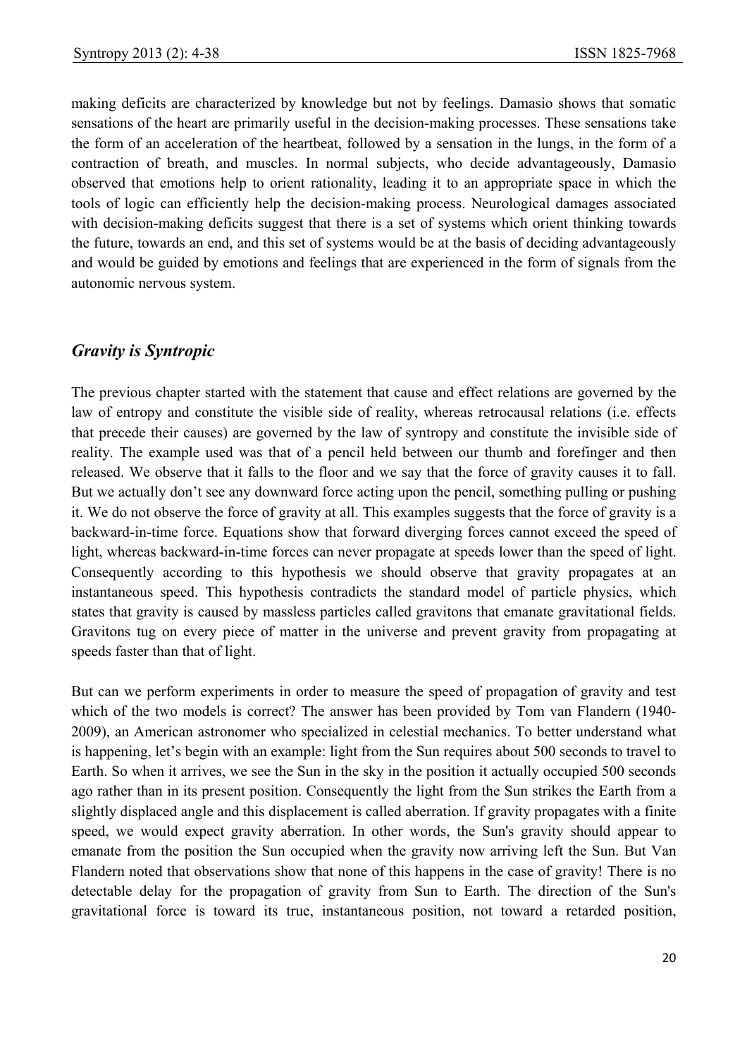making deficits are characterized by knowledge but not by feelings. Damasio shows that somatic sensations of the heart are primarily useful in the decision-making processes. These sensations take the form of an acceleration of the heartbeat, followed by a sensation in the lungs, in the form of a contraction of breath, and muscles. In normal subjects, who decide advantageously, Damasio observed that emotions help to orient rationality, leading it to an appropriate space in which the tools of logic can efficiently help the decision-making process. Neurological damages associated with decision-making deficits suggest that there is a set of systems which orient thinking towards the future, towards an end, and this set of systems would be at the basis of deciding advantageously and would be guided by emotions and feelings that are experienced in the form of signals from the autonomic nervous system.

## *Gravity is Syntropic*

The previous chapter started with the statement that cause and effect relations are governed by the law of entropy and constitute the visible side of reality, whereas retrocausal relations (i.e. effects that precede their causes) are governed by the law of syntropy and constitute the invisible side of reality. The example used was that of a pencil held between our thumb and forefinger and then released. We observe that it falls to the floor and we say that the force of gravity causes it to fall. But we actually don't see any downward force acting upon the pencil, something pulling or pushing it. We do not observe the force of gravity at all. This examples suggests that the force of gravity is a backward-in-time force. Equations show that forward diverging forces cannot exceed the speed of light, whereas backward-in-time forces can never propagate at speeds lower than the speed of light. Consequently according to this hypothesis we should observe that gravity propagates at an instantaneous speed. This hypothesis contradicts the standard model of particle physics, which states that gravity is caused by massless particles called gravitons that emanate gravitational fields. Gravitons tug on every piece of matter in the universe and prevent gravity from propagating at speeds faster than that of light.

But can we perform experiments in order to measure the speed of propagation of gravity and test which of the two models is correct? The answer has been provided by Tom van Flandern (1940-2009), an American astronomer who specialized in celestial mechanics. To better understand what is happening, let's begin with an example: light from the Sun requires about 500 seconds to travel to Earth. So when it arrives, we see the Sun in the sky in the position it actually occupied 500 seconds ago rather than in its present position. Consequently the light from the Sun strikes the Earth from a slightly displaced angle and this displacement is called aberration. If gravity propagates with a finite speed, we would expect gravity aberration. In other words, the Sun's gravity should appear to emanate from the position the Sun occupied when the gravity now arriving left the Sun. But Van Flandern noted that observations show that none of this happens in the case of gravity! There is no detectable delay for the propagation of gravity from Sun to Earth. The direction of the Sun's gravitational force is toward its true, instantaneous position, not toward a retarded position,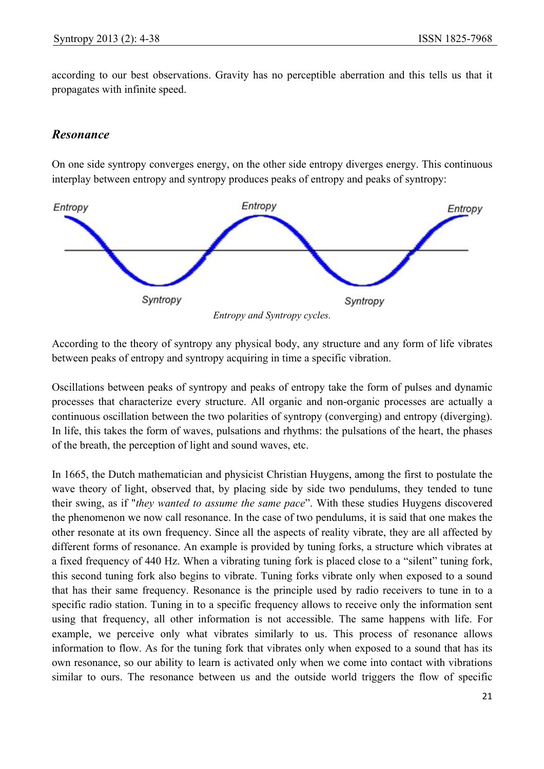according to our best observations. Gravity has no perceptible aberration and this tells us that it propagates with infinite speed.

### *Resonance*

On one side syntropy converges energy, on the other side entropy diverges energy. This continuous interplay between entropy and syntropy produces peaks of entropy and peaks of syntropy:

*Entropy and Syntropy cycles.*

According to the theory of syntropy any physical body, any structure and any form of life vibrates between peaks of entropy and syntropy acquiring in time a specific vibration.

Oscillations between peaks of syntropy and peaks of entropy take the form of pulses and dynamic processes that characterize every structure. All organic and non-organic processes are actually a continuous oscillation between the two polarities of syntropy (converging) and entropy (diverging). In life, this takes the form of waves, pulsations and rhythms: the pulsations of the heart, the phases of the breath, the perception of light and sound waves, etc.

In 1665, the Dutch mathematician and physicist Christian Huygens, among the first to postulate the wave theory of light, observed that, by placing side by side two pendulums, they tended to tune their swing, as if "*they wanted to assume the same pace*". With these studies Huygens discovered the phenomenon we now call resonance. In the case of two pendulums, it is said that one makes the other resonate at its own frequency. Since all the aspects of reality vibrate, they are all affected by different forms of resonance. An example is provided by tuning forks, a structure which vibrates at a fixed frequency of 440 Hz. When a vibrating tuning fork is placed close to a "silent" tuning fork, this second tuning fork also begins to vibrate. Tuning forks vibrate only when exposed to a sound that has their same frequency. Resonance is the principle used by radio receivers to tune in to a specific radio station. Tuning in to a specific frequency allows to receive only the information sent using that frequency, all other information is not accessible. The same happens with life. For example, we perceive only what vibrates similarly to us. This process of resonance allows information to flow. As for the tuning fork that vibrates only when exposed to a sound that has its own resonance, so our ability to learn is activated only when we come into contact with vibrations similar to ours. The resonance between us and the outside world triggers the flow of specific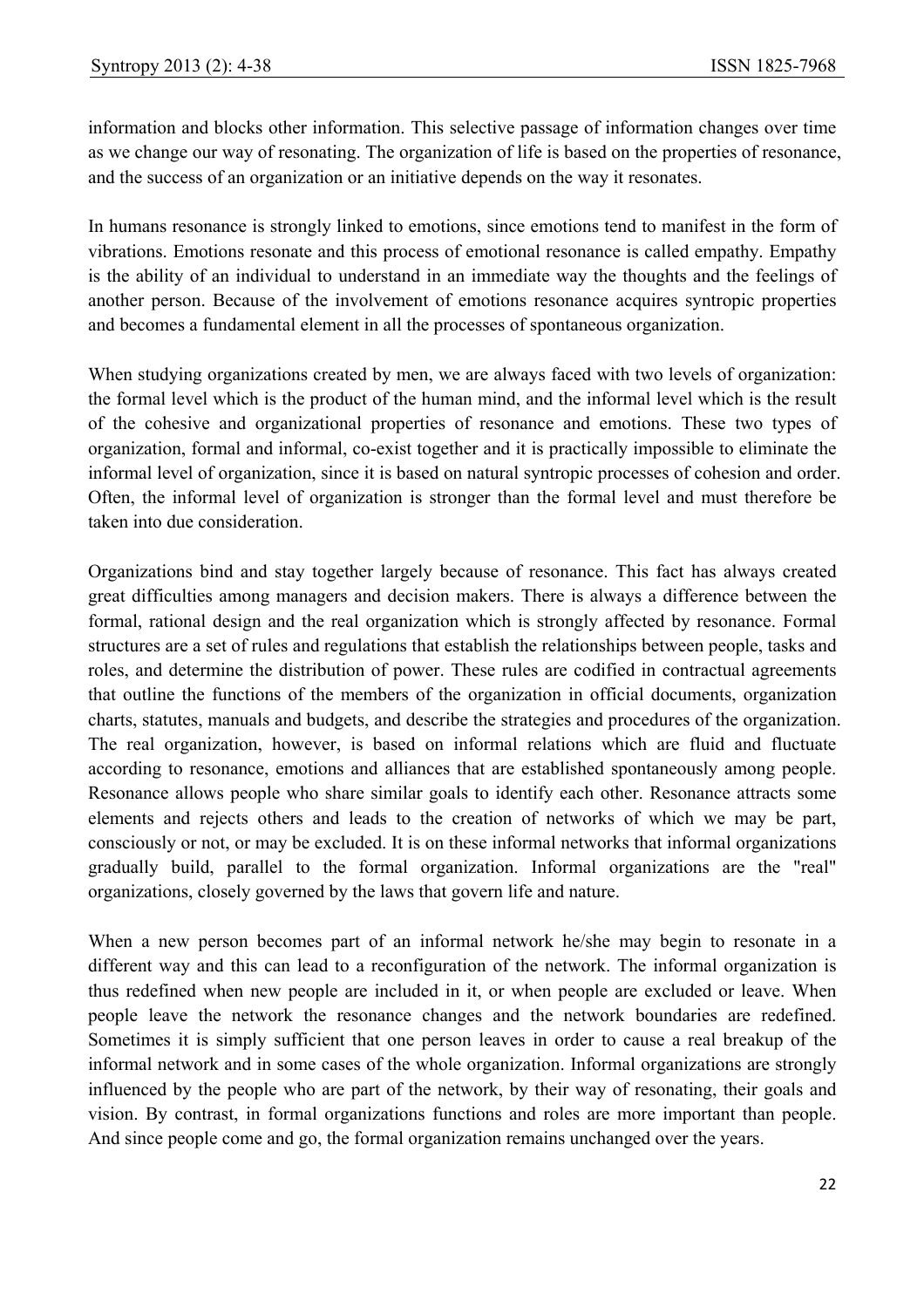information and blocks other information. This selective passage of information changes over time as we change our way of resonating. The organization of life is based on the properties of resonance, and the success of an organization or an initiative depends on the way it resonates.

In humans resonance is strongly linked to emotions, since emotions tend to manifest in the form of vibrations. Emotions resonate and this process of emotional resonance is called empathy. Empathy is the ability of an individual to understand in an immediate way the thoughts and the feelings of another person. Because of the involvement of emotions resonance acquires syntropic properties and becomes a fundamental element in all the processes of spontaneous organization.

When studying organizations created by men, we are always faced with two levels of organization: the formal level which is the product of the human mind, and the informal level which is the result of the cohesive and organizational properties of resonance and emotions. These two types of organization, formal and informal, co-exist together and it is practically impossible to eliminate the informal level of organization, since it is based on natural syntropic processes of cohesion and order. Often, the informal level of organization is stronger than the formal level and must therefore be taken into due consideration.

Organizations bind and stay together largely because of resonance. This fact has always created great difficulties among managers and decision makers. There is always a difference between the formal, rational design and the real organization which is strongly affected by resonance. Formal structures are a set of rules and regulations that establish the relationships between people, tasks and roles, and determine the distribution of power. These rules are codified in contractual agreements that outline the functions of the members of the organization in official documents, organization charts, statutes, manuals and budgets, and describe the strategies and procedures of the organization. The real organization, however, is based on informal relations which are fluid and fluctuate according to resonance, emotions and alliances that are established spontaneously among people. Resonance allows people who share similar goals to identify each other. Resonance attracts some elements and rejects others and leads to the creation of networks of which we may be part, consciously or not, or may be excluded. It is on these informal networks that informal organizations gradually build, parallel to the formal organization. Informal organizations are the "real" organizations, closely governed by the laws that govern life and nature.

When a new person becomes part of an informal network he/she may begin to resonate in a different way and this can lead to a reconfiguration of the network. The informal organization is thus redefined when new people are included in it, or when people are excluded or leave. When people leave the network the resonance changes and the network boundaries are redefined. Sometimes it is simply sufficient that one person leaves in order to cause a real breakup of the informal network and in some cases of the whole organization. Informal organizations are strongly influenced by the people who are part of the network, by their way of resonating, their goals and vision. By contrast, in formal organizations functions and roles are more important than people. And since people come and go, the formal organization remains unchanged over the years.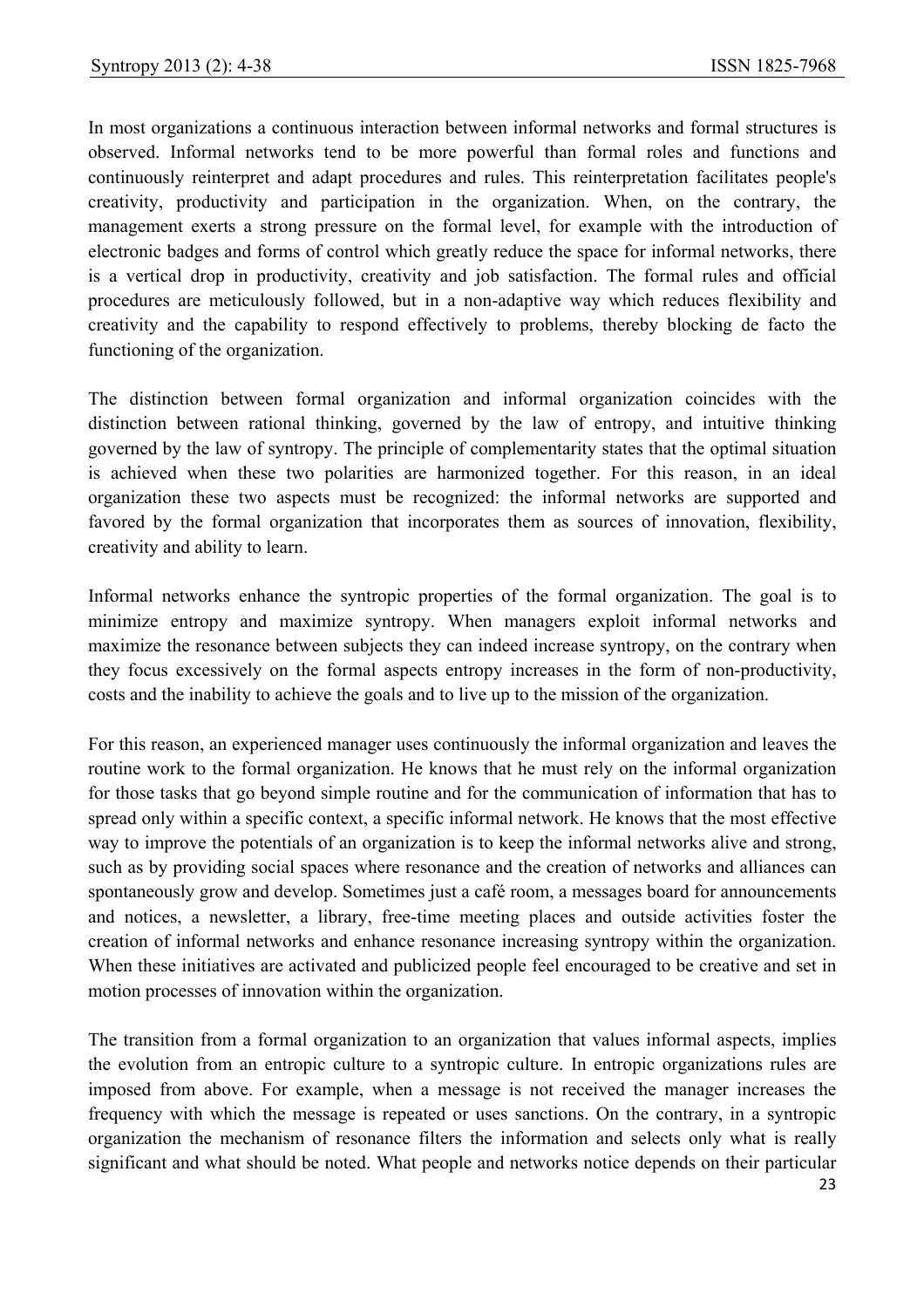In most organizations a continuous interaction between informal networks and formal structures is observed. Informal networks tend to be more powerful than formal roles and functions and continuously reinterpret and adapt procedures and rules. This reinterpretation facilitates people's creativity, productivity and participation in the organization. When, on the contrary, the management exerts a strong pressure on the formal level, for example with the introduction of electronic badges and forms of control which greatly reduce the space for informal networks, there is a vertical drop in productivity, creativity and job satisfaction. The formal rules and official procedures are meticulously followed, but in a non-adaptive way which reduces flexibility and creativity and the capability to respond effectively to problems, thereby blocking de facto the functioning of the organization.

The distinction between formal organization and informal organization coincides with the distinction between rational thinking, governed by the law of entropy, and intuitive thinking governed by the law of syntropy. The principle of complementarity states that the optimal situation is achieved when these two polarities are harmonized together. For this reason, in an ideal organization these two aspects must be recognized: the informal networks are supported and favored by the formal organization that incorporates them as sources of innovation, flexibility, creativity and ability to learn.

Informal networks enhance the syntropic properties of the formal organization. The goal is to minimize entropy and maximize syntropy. When managers exploit informal networks and maximize the resonance between subjects they can indeed increase syntropy, on the contrary when they focus excessively on the formal aspects entropy increases in the form of non-productivity, costs and the inability to achieve the goals and to live up to the mission of the organization.

For this reason, an experienced manager uses continuously the informal organization and leaves the routine work to the formal organization. He knows that he must rely on the informal organization for those tasks that go beyond simple routine and for the communication of information that has to spread only within a specific context, a specific informal network. He knows that the most effective way to improve the potentials of an organization is to keep the informal networks alive and strong, such as by providing social spaces where resonance and the creation of networks and alliances can spontaneously grow and develop. Sometimes just a café room, a messages board for announcements and notices, a newsletter, a library, free-time meeting places and outside activities foster the creation of informal networks and enhance resonance increasing syntropy within the organization. When these initiatives are activated and publicized people feel encouraged to be creative and set in motion processes of innovation within the organization.

The transition from a formal organization to an organization that values informal aspects, implies the evolution from an entropic culture to a syntropic culture. In entropic organizations rules are imposed from above. For example, when a message is not received the manager increases the frequency with which the message is repeated or uses sanctions. On the contrary, in a syntropic organization the mechanism of resonance filters the information and selects only what is really significant and what should be noted. What people and networks notice depends on their particular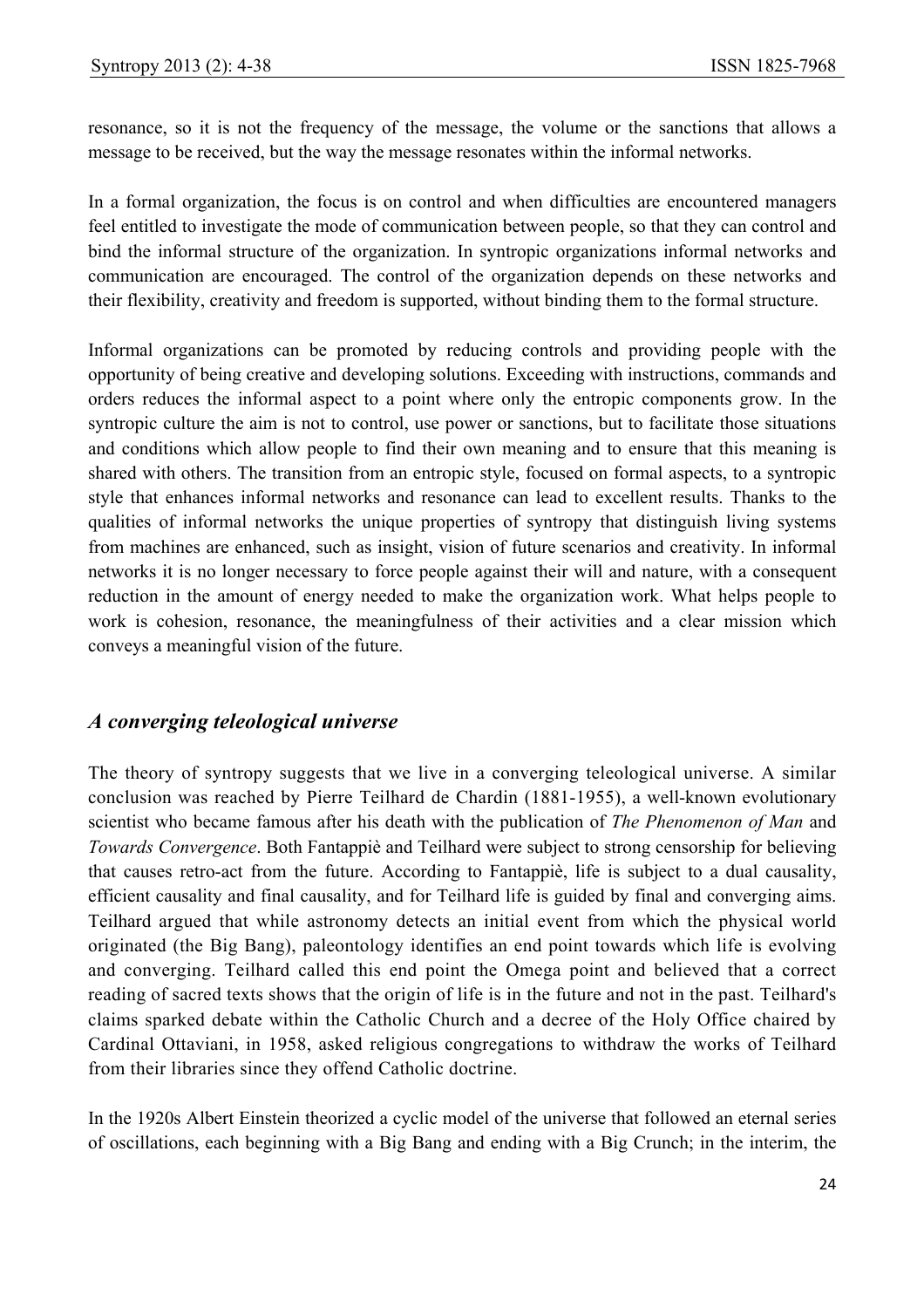resonance, so it is not the frequency of the message, the volume or the sanctions that allows a message to be received, but the way the message resonates within the informal networks.

In a formal organization, the focus is on control and when difficulties are encountered managers feel entitled to investigate the mode of communication between people, so that they can control and bind the informal structure of the organization. In syntropic organizations informal networks and communication are encouraged. The control of the organization depends on these networks and their flexibility, creativity and freedom is supported, without binding them to the formal structure.

Informal organizations can be promoted by reducing controls and providing people with the opportunity of being creative and developing solutions. Exceeding with instructions, commands and orders reduces the informal aspect to a point where only the entropic components grow. In the syntropic culture the aim is not to control, use power or sanctions, but to facilitate those situations and conditions which allow people to find their own meaning and to ensure that this meaning is shared with others. The transition from an entropic style, focused on formal aspects, to a syntropic style that enhances informal networks and resonance can lead to excellent results. Thanks to the qualities of informal networks the unique properties of syntropy that distinguish living systems from machines are enhanced, such as insight, vision of future scenarios and creativity. In informal networks it is no longer necessary to force people against their will and nature, with a consequent reduction in the amount of energy needed to make the organization work. What helps people to work is cohesion, resonance, the meaningfulness of their activities and a clear mission which conveys a meaningful vision of the future.

## *A converging teleological universe*

The theory of syntropy suggests that we live in a converging teleological universe. A similar conclusion was reached by Pierre Teilhard de Chardin (1881-1955), a well-known evolutionary scientist who became famous after his death with the publication of *The Phenomenon of Man* and *Towards Convergence*. Both Fantappiè and Teilhard were subject to strong censorship for believing that causes retro-act from the future. According to Fantappiè, life is subject to a dual causality, efficient causality and final causality, and for Teilhard life is guided by final and converging aims. Teilhard argued that while astronomy detects an initial event from which the physical world originated (the Big Bang), paleontology identifies an end point towards which life is evolving and converging. Teilhard called this end point the Omega point and believed that a correct reading of sacred texts shows that the origin of life is in the future and not in the past. Teilhard's claims sparked debate within the Catholic Church and a decree of the Holy Office chaired by Cardinal Ottaviani, in 1958, asked religious congregations to withdraw the works of Teilhard from their libraries since they offend Catholic doctrine.

In the 1920s Albert Einstein theorized a cyclic model of the universe that followed an eternal series of oscillations, each beginning with a Big Bang and ending with a Big Crunch; in the interim, the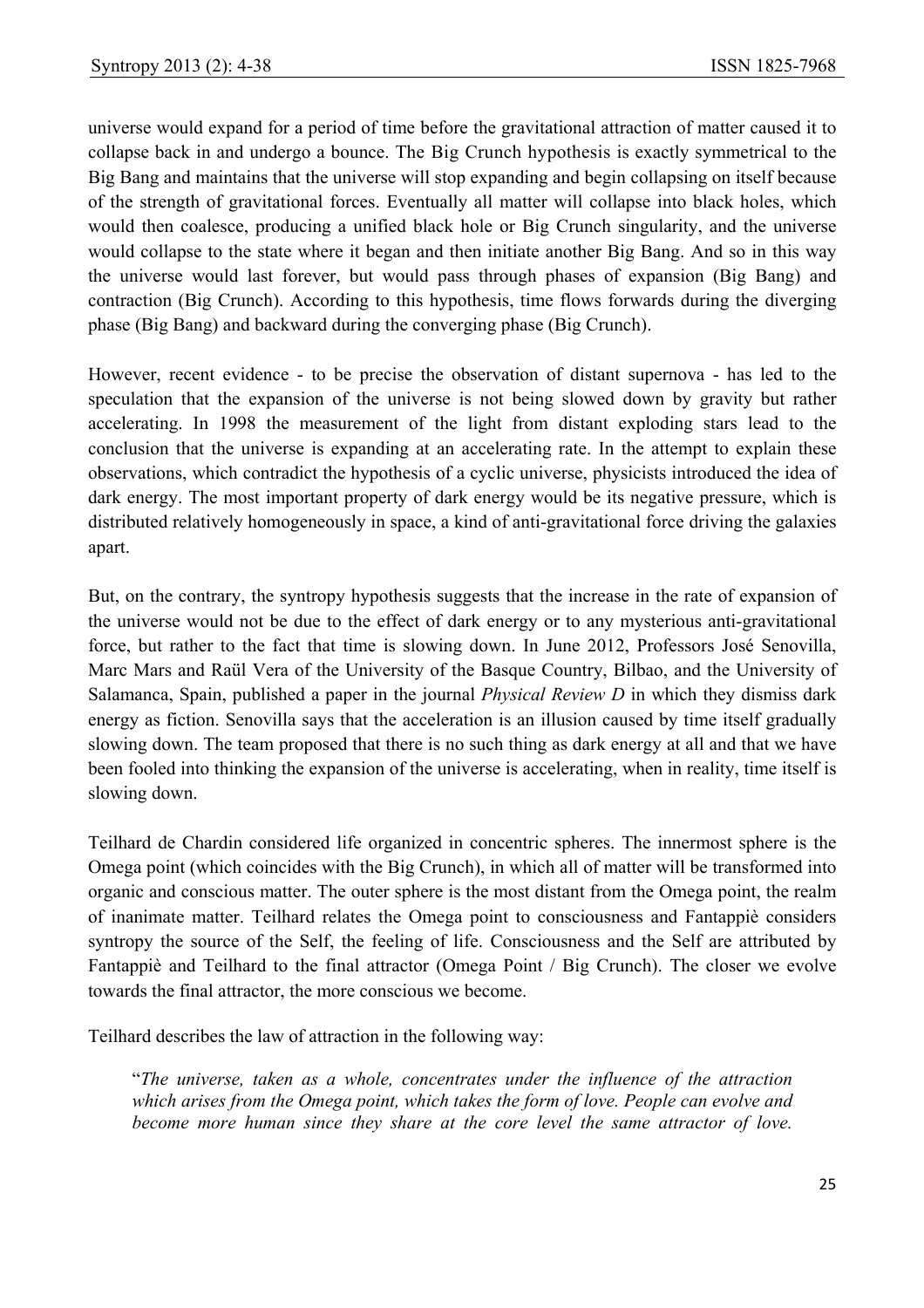universe would expand for a period of time before the gravitational attraction of matter caused it to collapse back in and undergo a bounce. The Big Crunch hypothesis is exactly symmetrical to the Big Bang and maintains that the universe will stop expanding and begin collapsing on itself because of the strength of gravitational forces. Eventually all matter will collapse into black holes, which would then coalesce, producing a unified black hole or Big Crunch singularity, and the universe would collapse to the state where it began and then initiate another Big Bang. And so in this way the universe would last forever, but would pass through phases of expansion (Big Bang) and contraction (Big Crunch). According to this hypothesis, time flows forwards during the diverging phase (Big Bang) and backward during the converging phase (Big Crunch).

However, recent evidence - to be precise the observation of distant supernova - has led to the speculation that the expansion of the universe is not being slowed down by gravity but rather accelerating. In 1998 the measurement of the light from distant exploding stars lead to the conclusion that the universe is expanding at an accelerating rate. In the attempt to explain these observations, which contradict the hypothesis of a cyclic universe, physicists introduced the idea of dark energy. The most important property of dark energy would be its negative pressure, which is distributed relatively homogeneously in space, a kind of anti-gravitational force driving the galaxies apart.

But, on the contrary, the syntropy hypothesis suggests that the increase in the rate of expansion of the universe would not be due to the effect of dark energy or to any mysterious anti-gravitational force, but rather to the fact that time is slowing down. In June 2012, Professors José Senovilla, Marc Mars and Raül Vera of the University of the Basque Country, Bilbao, and the University of Salamanca, Spain, published a paper in the journal *Physical Review D* in which they dismiss dark energy as fiction. Senovilla says that the acceleration is an illusion caused by time itself gradually slowing down. The team proposed that there is no such thing as dark energy at all and that we have been fooled into thinking the expansion of the universe is accelerating, when in reality, time itself is slowing down.

Teilhard de Chardin considered life organized in concentric spheres. The innermost sphere is the Omega point (which coincides with the Big Crunch), in which all of matter will be transformed into organic and conscious matter. The outer sphere is the most distant from the Omega point, the realm of inanimate matter. Teilhard relates the Omega point to consciousness and Fantappiè considers syntropy the source of the Self, the feeling of life. Consciousness and the Self are attributed by Fantappiè and Teilhard to the final attractor (Omega Point / Big Crunch). The closer we evolve towards the final attractor, the more conscious we become.

Teilhard describes the law of attraction in the following way:

> "*The universe, taken as a whole, concentrates under the influence of the attraction which arises from the Omega point, which takes the form of love. People can evolve and become more human since they share at the core level the same attractor of love.*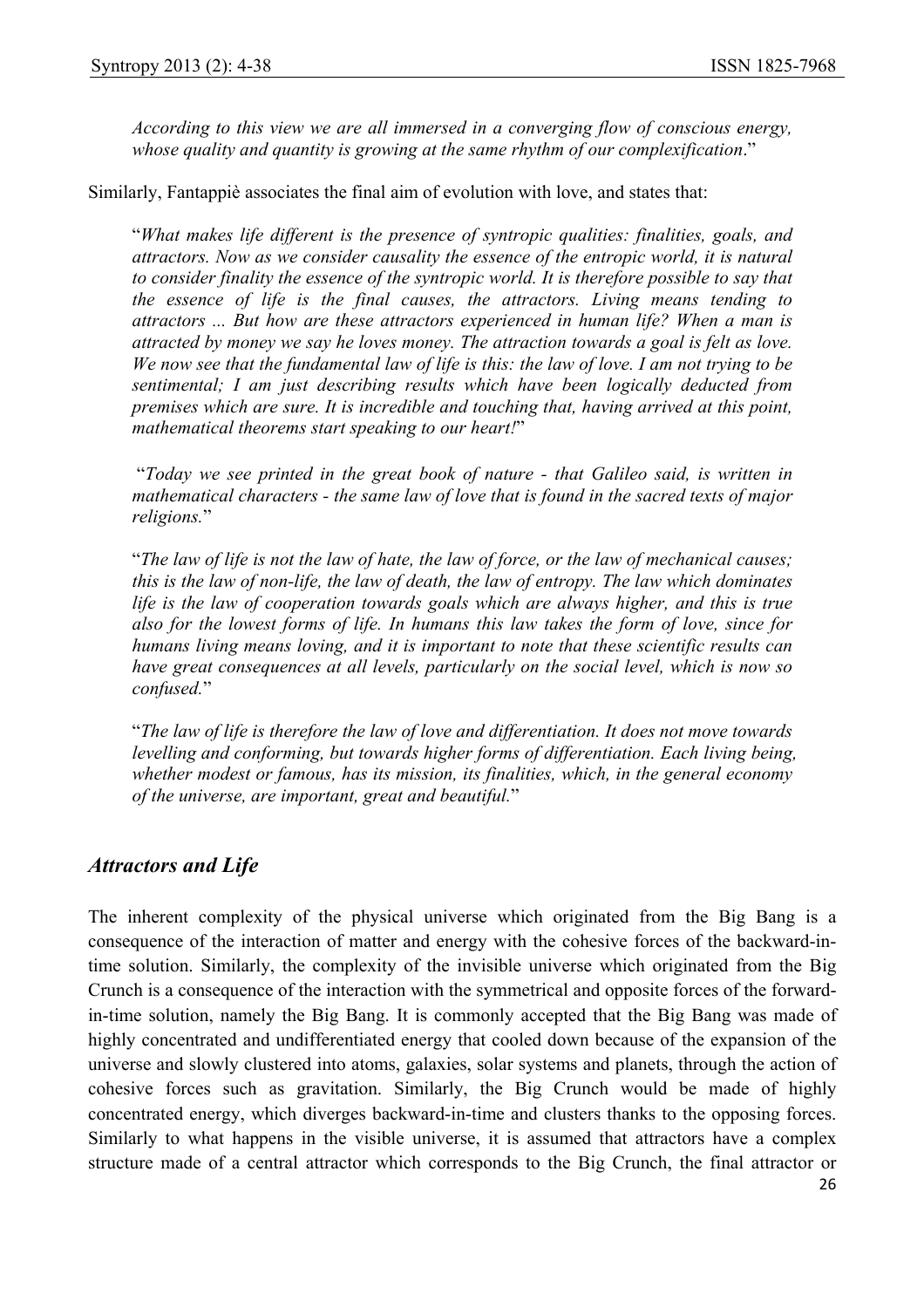*According to this view we are all immersed in a converging flow of conscious energy, whose quality and quantity is growing at the same rhythm of our complexification*."

Similarly, Fantappiè associates the final aim of evolution with love, and states that:

> "*What makes life different is the presence of syntropic qualities: finalities, goals, and attractors. Now as we consider causality the essence of the entropic world, it is natural to consider finality the essence of the syntropic world. It is therefore possible to say that the essence of life is the final causes, the attractors. Living means tending to attractors ... But how are these attractors experienced in human life? When a man is attracted by money we say he loves money. The attraction towards a goal is felt as love. We now see that the fundamental law of life is this: the law of love. I am not trying to be sentimental; I am just describing results which have been logically deducted from premises which are sure. It is incredible and touching that, having arrived at this point, mathematical theorems start speaking to our heart!*"

> "*Today we see printed in the great book of nature - that Galileo said, is written in mathematical characters - the same law of love that is found in the sacred texts of major religions.*"

> "*The law of life is not the law of hate, the law of force, or the law of mechanical causes; this is the law of non-life, the law of death, the law of entropy. The law which dominates life is the law of cooperation towards goals which are always higher, and this is true also for the lowest forms of life. In humans this law takes the form of love, since for humans living means loving, and it is important to note that these scientific results can have great consequences at all levels, particularly on the social level, which is now so confused.*"

> "*The law of life is therefore the law of love and differentiation. It does not move towards levelling and conforming, but towards higher forms of differentiation. Each living being, whether modest or famous, has its mission, its finalities, which, in the general economy of the universe, are important, great and beautiful.*"

## *Attractors and Life*

The inherent complexity of the physical universe which originated from the Big Bang is a consequence of the interaction of matter and energy with the cohesive forces of the backward-in-time solution. Similarly, the complexity of the invisible universe which originated from the Big Crunch is a consequence of the interaction with the symmetrical and opposite forces of the forward-in-time solution, namely the Big Bang. It is commonly accepted that the Big Bang was made of highly concentrated and undifferentiated energy that cooled down because of the expansion of the universe and slowly clustered into atoms, galaxies, solar systems and planets, through the action of cohesive forces such as gravitation. Similarly, the Big Crunch would be made of highly concentrated energy, which diverges backward-in-time and clusters thanks to the opposing forces. Similarly to what happens in the visible universe, it is assumed that attractors have a complex structure made of a central attractor which corresponds to the Big Crunch, the final attractor or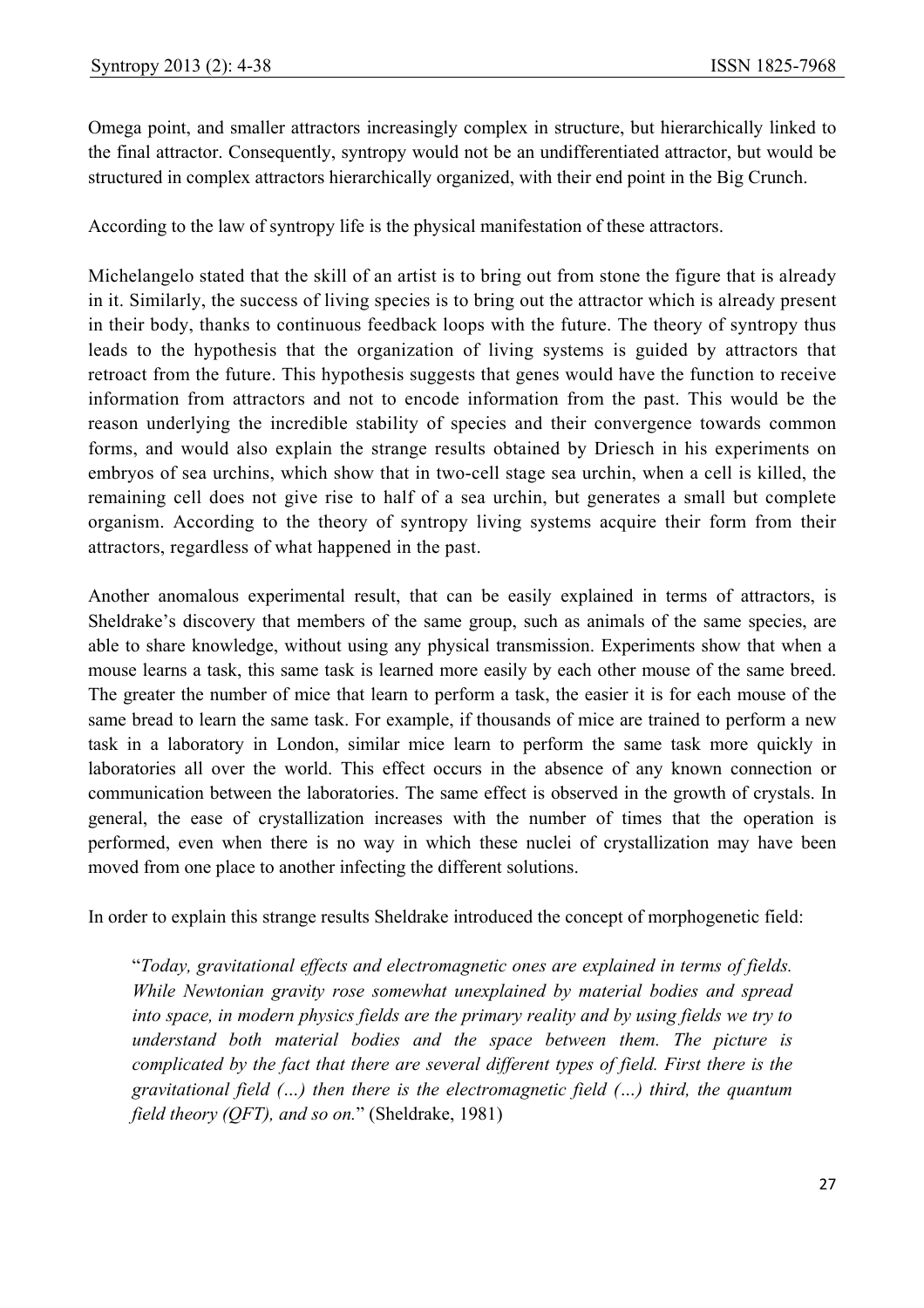Omega point, and smaller attractors increasingly complex in structure, but hierarchically linked to the final attractor. Consequently, syntropy would not be an undifferentiated attractor, but would be structured in complex attractors hierarchically organized, with their end point in the Big Crunch.

According to the law of syntropy life is the physical manifestation of these attractors.

Michelangelo stated that the skill of an artist is to bring out from stone the figure that is already in it. Similarly, the success of living species is to bring out the attractor which is already present in their body, thanks to continuous feedback loops with the future. The theory of syntropy thus leads to the hypothesis that the organization of living systems is guided by attractors that retroact from the future. This hypothesis suggests that genes would have the function to receive information from attractors and not to encode information from the past. This would be the reason underlying the incredible stability of species and their convergence towards common forms, and would also explain the strange results obtained by Driesch in his experiments on embryos of sea urchins, which show that in two-cell stage sea urchin, when a cell is killed, the remaining cell does not give rise to half of a sea urchin, but generates a small but complete organism. According to the theory of syntropy living systems acquire their form from their attractors, regardless of what happened in the past.

Another anomalous experimental result, that can be easily explained in terms of attractors, is Sheldrake's discovery that members of the same group, such as animals of the same species, are able to share knowledge, without using any physical transmission. Experiments show that when a mouse learns a task, this same task is learned more easily by each other mouse of the same breed. The greater the number of mice that learn to perform a task, the easier it is for each mouse of the same bread to learn the same task. For example, if thousands of mice are trained to perform a new task in a laboratory in London, similar mice learn to perform the same task more quickly in laboratories all over the world. This effect occurs in the absence of any known connection or communication between the laboratories. The same effect is observed in the growth of crystals. In general, the ease of crystallization increases with the number of times that the operation is performed, even when there is no way in which these nuclei of crystallization may have been moved from one place to another infecting the different solutions.

In order to explain this strange results Sheldrake introduced the concept of morphogenetic field:

> "*Today, gravitational effects and electromagnetic ones are explained in terms of fields. While Newtonian gravity rose somewhat unexplained by material bodies and spread into space, in modern physics fields are the primary reality and by using fields we try to understand both material bodies and the space between them. The picture is complicated by the fact that there are several different types of field. First there is the gravitational field (…) then there is the electromagnetic field (…) third, the quantum field theory (QFT), and so on.*" (Sheldrake, 1981)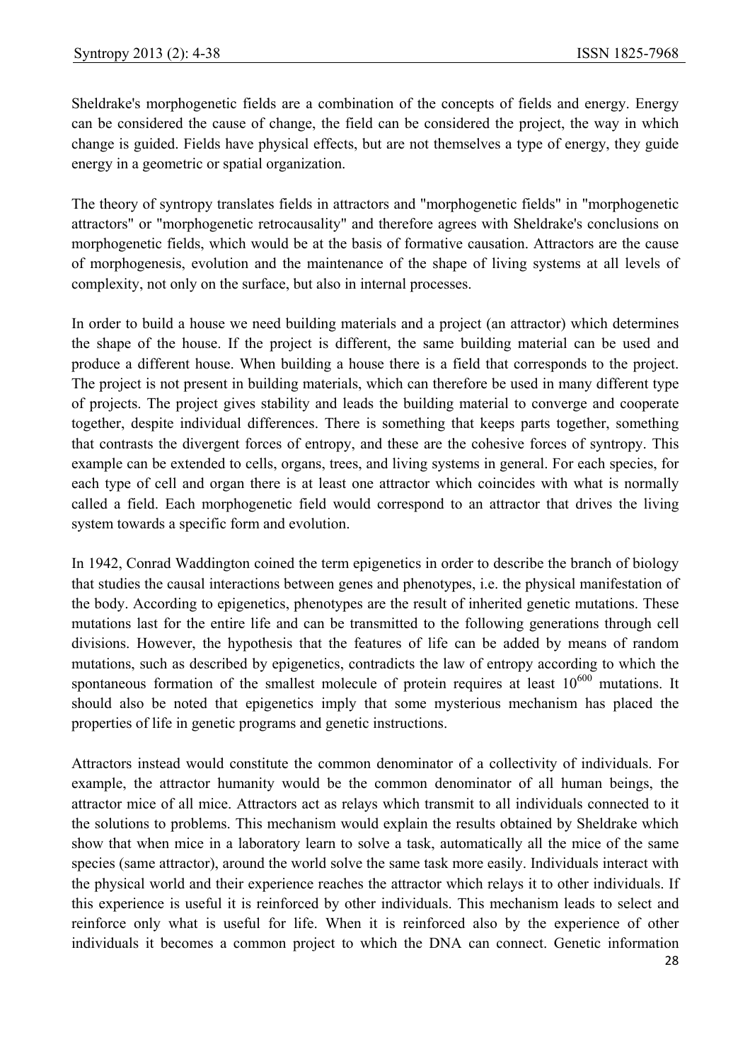Sheldrake's morphogenetic fields are a combination of the concepts of fields and energy. Energy can be considered the cause of change, the field can be considered the project, the way in which change is guided. Fields have physical effects, but are not themselves a type of energy, they guide energy in a geometric or spatial organization.

The theory of syntropy translates fields in attractors and "morphogenetic fields" in "morphogenetic attractors" or "morphogenetic retrocausality" and therefore agrees with Sheldrake's conclusions on morphogenetic fields, which would be at the basis of formative causation. Attractors are the cause of morphogenesis, evolution and the maintenance of the shape of living systems at all levels of complexity, not only on the surface, but also in internal processes.

In order to build a house we need building materials and a project (an attractor) which determines the shape of the house. If the project is different, the same building material can be used and produce a different house. When building a house there is a field that corresponds to the project. The project is not present in building materials, which can therefore be used in many different type of projects. The project gives stability and leads the building material to converge and cooperate together, despite individual differences. There is something that keeps parts together, something that contrasts the divergent forces of entropy, and these are the cohesive forces of syntropy. This example can be extended to cells, organs, trees, and living systems in general. For each species, for each type of cell and organ there is at least one attractor which coincides with what is normally called a field. Each morphogenetic field would correspond to an attractor that drives the living system towards a specific form and evolution.

In 1942, Conrad Waddington coined the term epigenetics in order to describe the branch of biology that studies the causal interactions between genes and phenotypes, i.e. the physical manifestation of the body. According to epigenetics, phenotypes are the result of inherited genetic mutations. These mutations last for the entire life and can be transmitted to the following generations through cell divisions. However, the hypothesis that the features of life can be added by means of random mutations, such as described by epigenetics, contradicts the law of entropy according to which the spontaneous formation of the smallest molecule of protein requires at least $10^{600}$ mutations. It should also be noted that epigenetics imply that some mysterious mechanism has placed the properties of life in genetic programs and genetic instructions.

Attractors instead would constitute the common denominator of a collectivity of individuals. For example, the attractor humanity would be the common denominator of all human beings, the attractor mice of all mice. Attractors act as relays which transmit to all individuals connected to it the solutions to problems. This mechanism would explain the results obtained by Sheldrake which show that when mice in a laboratory learn to solve a task, automatically all the mice of the same species (same attractor), around the world solve the same task more easily. Individuals interact with the physical world and their experience reaches the attractor which relays it to other individuals. If this experience is useful it is reinforced by other individuals. This mechanism leads to select and reinforce only what is useful for life. When it is reinforced also by the experience of other individuals it becomes a common project to which the DNA can connect. Genetic information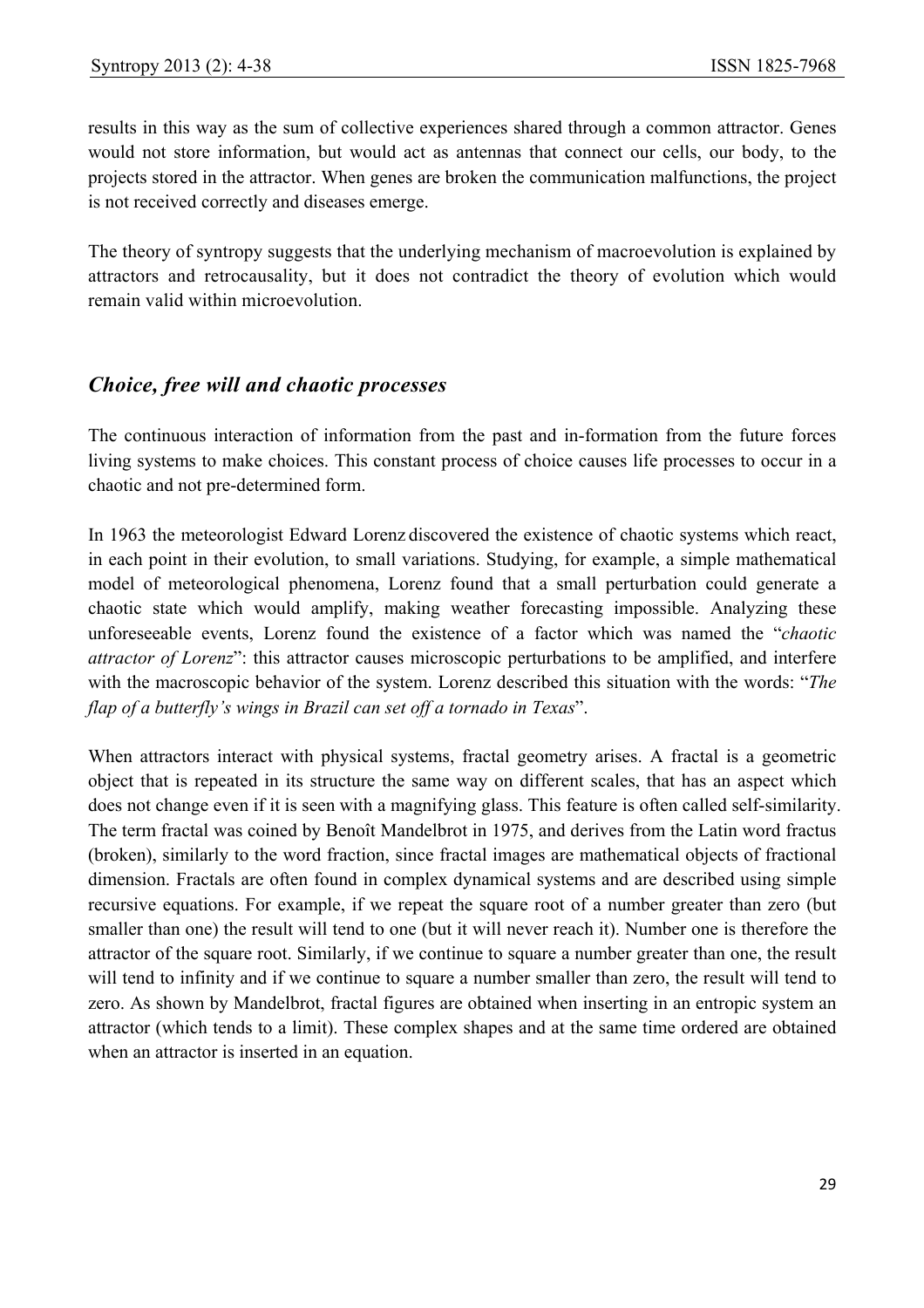results in this way as the sum of collective experiences shared through a common attractor. Genes would not store information, but would act as antennas that connect our cells, our body, to the projects stored in the attractor. When genes are broken the communication malfunctions, the project is not received correctly and diseases emerge.

The theory of syntropy suggests that the underlying mechanism of macroevolution is explained by attractors and retrocausality, but it does not contradict the theory of evolution which would remain valid within microevolution.

## *Choice, free will and chaotic processes*

The continuous interaction of information from the past and in-formation from the future forces living systems to make choices. This constant process of choice causes life processes to occur in a chaotic and not pre-determined form.

In 1963 the meteorologist Edward Lorenz discovered the existence of chaotic systems which react, in each point in their evolution, to small variations. Studying, for example, a simple mathematical model of meteorological phenomena, Lorenz found that a small perturbation could generate a chaotic state which would amplify, making weather forecasting impossible. Analyzing these unforeseeable events, Lorenz found the existence of a factor which was named the "*chaotic attractor of Lorenz*": this attractor causes microscopic perturbations to be amplified, and interfere with the macroscopic behavior of the system. Lorenz described this situation with the words: "*The flap of a butterfly's wings in Brazil can set off a tornado in Texas*".

When attractors interact with physical systems, fractal geometry arises. A fractal is a geometric object that is repeated in its structure the same way on different scales, that has an aspect which does not change even if it is seen with a magnifying glass. This feature is often called self-similarity. The term fractal was coined by Benoît Mandelbrot in 1975, and derives from the Latin word fractus (broken), similarly to the word fraction, since fractal images are mathematical objects of fractional dimension. Fractals are often found in complex dynamical systems and are described using simple recursive equations. For example, if we repeat the square root of a number greater than zero (but smaller than one) the result will tend to one (but it will never reach it). Number one is therefore the attractor of the square root. Similarly, if we continue to square a number greater than one, the result will tend to infinity and if we continue to square a number smaller than zero, the result will tend to zero. As shown by Mandelbrot, fractal figures are obtained when inserting in an entropic system an attractor (which tends to a limit). These complex shapes and at the same time ordered are obtained when an attractor is inserted in an equation.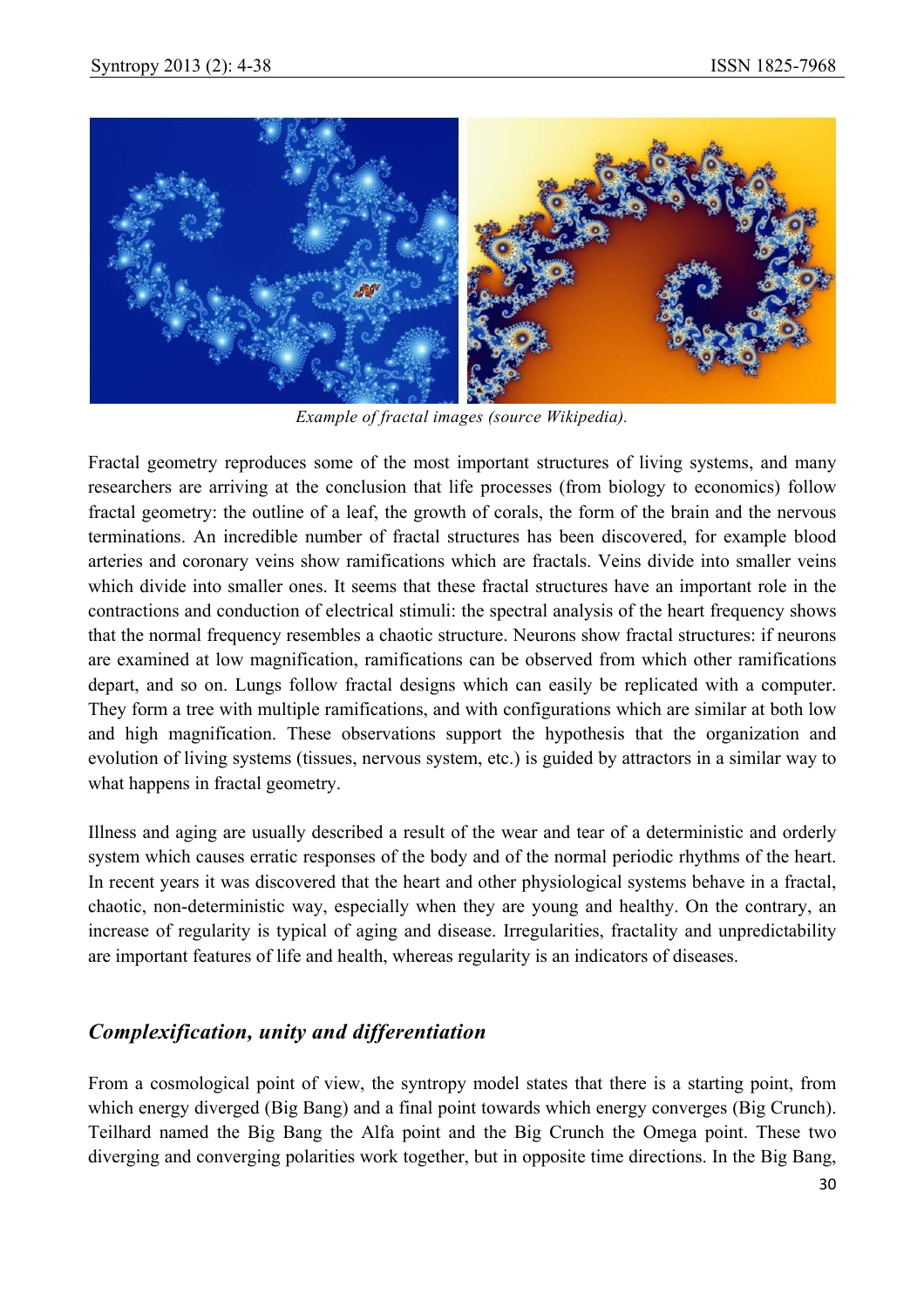*Example of fractal images (source Wikipedia).*

Fractal geometry reproduces some of the most important structures of living systems, and many researchers are arriving at the conclusion that life processes (from biology to economics) follow fractal geometry: the outline of a leaf, the growth of corals, the form of the brain and the nervous terminations. An incredible number of fractal structures has been discovered, for example blood arteries and coronary veins show ramifications which are fractals. Veins divide into smaller veins which divide into smaller ones. It seems that these fractal structures have an important role in the contractions and conduction of electrical stimuli: the spectral analysis of the heart frequency shows that the normal frequency resembles a chaotic structure. Neurons show fractal structures: if neurons are examined at low magnification, ramifications can be observed from which other ramifications depart, and so on. Lungs follow fractal designs which can easily be replicated with a computer. They form a tree with multiple ramifications, and with configurations which are similar at both low and high magnification. These observations support the hypothesis that the organization and evolution of living systems (tissues, nervous system, etc.) is guided by attractors in a similar way to what happens in fractal geometry.

Illness and aging are usually described a result of the wear and tear of a deterministic and orderly system which causes erratic responses of the body and of the normal periodic rhythms of the heart. In recent years it was discovered that the heart and other physiological systems behave in a fractal, chaotic, non-deterministic way, especially when they are young and healthy. On the contrary, an increase of regularity is typical of aging and disease. Irregularities, fractality and unpredictability are important features of life and health, whereas regularity is an indicators of diseases.

## *Complexification, unity and differentiation*

From a cosmological point of view, the syntropy model states that there is a starting point, from which energy diverged (Big Bang) and a final point towards which energy converges (Big Crunch). Teilhard named the Big Bang the Alfa point and the Big Crunch the Omega point. These two diverging and converging polarities work together, but in opposite time directions. In the Big Bang,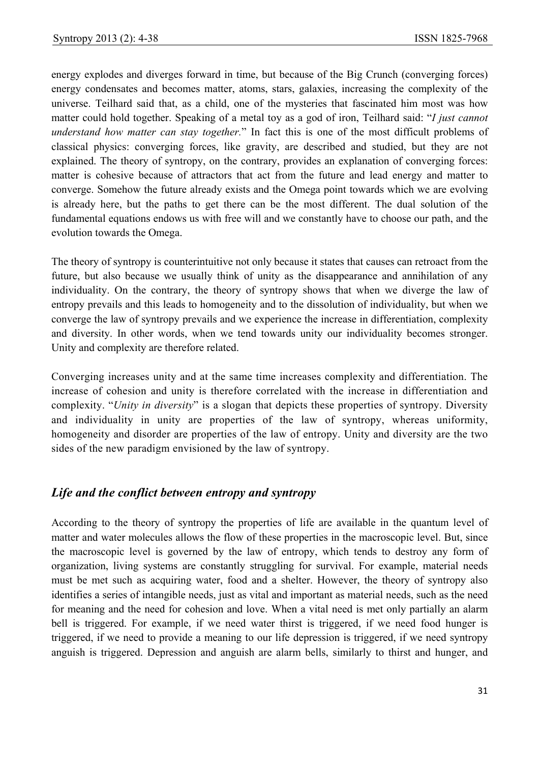energy explodes and diverges forward in time, but because of the Big Crunch (converging forces) energy condensates and becomes matter, atoms, stars, galaxies, increasing the complexity of the universe. Teilhard said that, as a child, one of the mysteries that fascinated him most was how matter could hold together. Speaking of a metal toy as a god of iron, Teilhard said: "*I just cannot understand how matter can stay together.*" In fact this is one of the most difficult problems of classical physics: converging forces, like gravity, are described and studied, but they are not explained. The theory of syntropy, on the contrary, provides an explanation of converging forces: matter is cohesive because of attractors that act from the future and lead energy and matter to converge. Somehow the future already exists and the Omega point towards which we are evolving is already here, but the paths to get there can be the most different. The dual solution of the fundamental equations endows us with free will and we constantly have to choose our path, and the evolution towards the Omega.

The theory of syntropy is counterintuitive not only because it states that causes can retroact from the future, but also because we usually think of unity as the disappearance and annihilation of any individuality. On the contrary, the theory of syntropy shows that when we diverge the law of entropy prevails and this leads to homogeneity and to the dissolution of individuality, but when we converge the law of syntropy prevails and we experience the increase in differentiation, complexity and diversity. In other words, when we tend towards unity our individuality becomes stronger. Unity and complexity are therefore related.

Converging increases unity and at the same time increases complexity and differentiation. The increase of cohesion and unity is therefore correlated with the increase in differentiation and complexity. "*Unity in diversity*" is a slogan that depicts these properties of syntropy. Diversity and individuality in unity are properties of the law of syntropy, whereas uniformity, homogeneity and disorder are properties of the law of entropy. Unity and diversity are the two sides of the new paradigm envisioned by the law of syntropy.

## *Life and the conflict between entropy and syntropy*

According to the theory of syntropy the properties of life are available in the quantum level of matter and water molecules allows the flow of these properties in the macroscopic level. But, since the macroscopic level is governed by the law of entropy, which tends to destroy any form of organization, living systems are constantly struggling for survival. For example, material needs must be met such as acquiring water, food and a shelter. However, the theory of syntropy also identifies a series of intangible needs, just as vital and important as material needs, such as the need for meaning and the need for cohesion and love. When a vital need is met only partially an alarm bell is triggered. For example, if we need water thirst is triggered, if we need food hunger is triggered, if we need to provide a meaning to our life depression is triggered, if we need syntropy anguish is triggered. Depression and anguish are alarm bells, similarly to thirst and hunger, and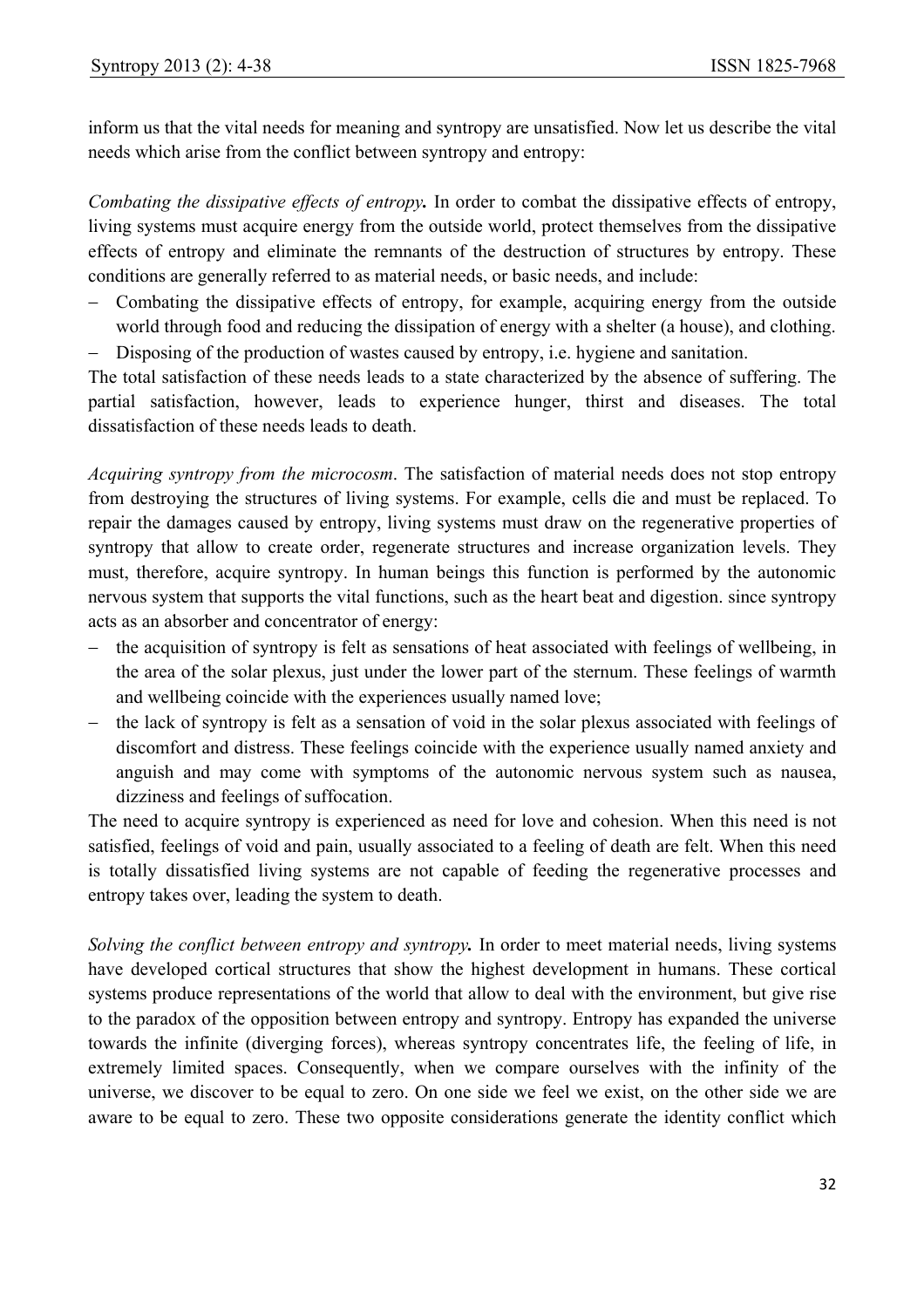inform us that the vital needs for meaning and syntropy are unsatisfied. Now let us describe the vital needs which arise from the conflict between syntropy and entropy:

*Combating the dissipative effects of entropy.* In order to combat the dissipative effects of entropy, living systems must acquire energy from the outside world, protect themselves from the dissipative effects of entropy and eliminate the remnants of the destruction of structures by entropy. These conditions are generally referred to as material needs, or basic needs, and include:

- Combating the dissipative effects of entropy, for example, acquiring energy from the outside world through food and reducing the dissipation of energy with a shelter (a house), and clothing.
- Disposing of the production of wastes caused by entropy, i.e. hygiene and sanitation.

The total satisfaction of these needs leads to a state characterized by the absence of suffering. The partial satisfaction, however, leads to experience hunger, thirst and diseases. The total dissatisfaction of these needs leads to death.

*Acquiring syntropy from the microcosm*. The satisfaction of material needs does not stop entropy from destroying the structures of living systems. For example, cells die and must be replaced. To repair the damages caused by entropy, living systems must draw on the regenerative properties of syntropy that allow to create order, regenerate structures and increase organization levels. They must, therefore, acquire syntropy. In human beings this function is performed by the autonomic nervous system that supports the vital functions, such as the heart beat and digestion. since syntropy acts as an absorber and concentrator of energy:

- the acquisition of syntropy is felt as sensations of heat associated with feelings of wellbeing, in the area of the solar plexus, just under the lower part of the sternum. These feelings of warmth and wellbeing coincide with the experiences usually named love;
- the lack of syntropy is felt as a sensation of void in the solar plexus associated with feelings of discomfort and distress. These feelings coincide with the experience usually named anxiety and anguish and may come with symptoms of the autonomic nervous system such as nausea, dizziness and feelings of suffocation.

The need to acquire syntropy is experienced as need for love and cohesion. When this need is not satisfied, feelings of void and pain, usually associated to a feeling of death are felt. When this need is totally dissatisfied living systems are not capable of feeding the regenerative processes and entropy takes over, leading the system to death.

*Solving the conflict between entropy and syntropy.* In order to meet material needs, living systems have developed cortical structures that show the highest development in humans. These cortical systems produce representations of the world that allow to deal with the environment, but give rise to the paradox of the opposition between entropy and syntropy. Entropy has expanded the universe towards the infinite (diverging forces), whereas syntropy concentrates life, the feeling of life, in extremely limited spaces. Consequently, when we compare ourselves with the infinity of the universe, we discover to be equal to zero. On one side we feel we exist, on the other side we are aware to be equal to zero. These two opposite considerations generate the identity conflict which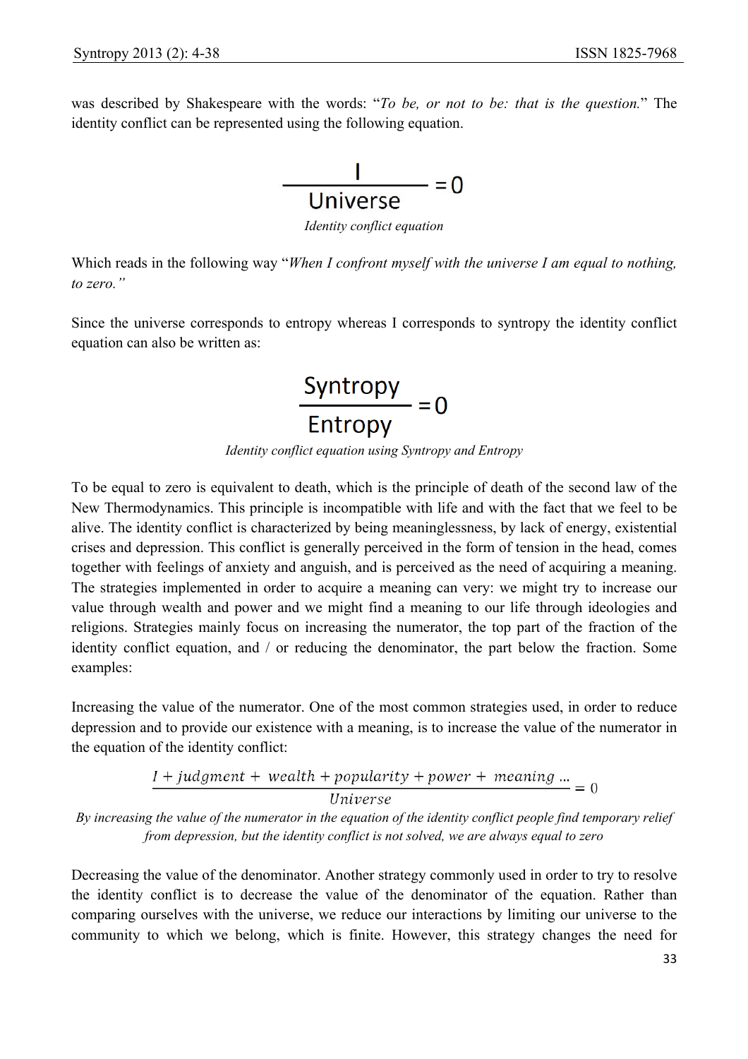was described by Shakespeare with the words: "*To be, or not to be: that is the question.*" The identity conflict can be represented using the following equation.

$$\frac{\text{I}}{\text{Universe}} = 0$$

*Identity conflict equation*

Which reads in the following way "*When I confront myself with the universe I am equal to nothing, to zero.*"

Since the universe corresponds to entropy whereas I corresponds to syntropy the identity conflict equation can also be written as:

$$\frac{\text{Syntropy}}{\text{Entropy}} = 0$$

*Identity conflict equation using Syntropy and Entropy*

To be equal to zero is equivalent to death, which is the principle of death of the second law of the New Thermodynamics. This principle is incompatible with life and with the fact that we feel to be alive. The identity conflict is characterized by being meaninglessness, by lack of energy, existential crises and depression. This conflict is generally perceived in the form of tension in the head, comes together with feelings of anxiety and anguish, and is perceived as the need of acquiring a meaning. The strategies implemented in order to acquire a meaning can very: we might try to increase our value through wealth and power and we might find a meaning to our life through ideologies and religions. Strategies mainly focus on increasing the numerator, the top part of the fraction of the identity conflict equation, and / or reducing the denominator, the part below the fraction. Some examples:

Increasing the value of the numerator. One of the most common strategies used, in order to reduce depression and to provide our existence with a meaning, is to increase the value of the numerator in the equation of the identity conflict:

$$\frac{I + judgment + \ wealth + popularity + power + \ meaning \ldots}{Universe} = 0$$

*By increasing the value of the numerator in the equation of the identity conflict people find temporary relief from depression, but the identity conflict is not solved, we are always equal to zero*

Decreasing the value of the denominator. Another strategy commonly used in order to try to resolve the identity conflict is to decrease the value of the denominator of the equation. Rather than comparing ourselves with the universe, we reduce our interactions by limiting our universe to the community to which we belong, which is finite. However, this strategy changes the need for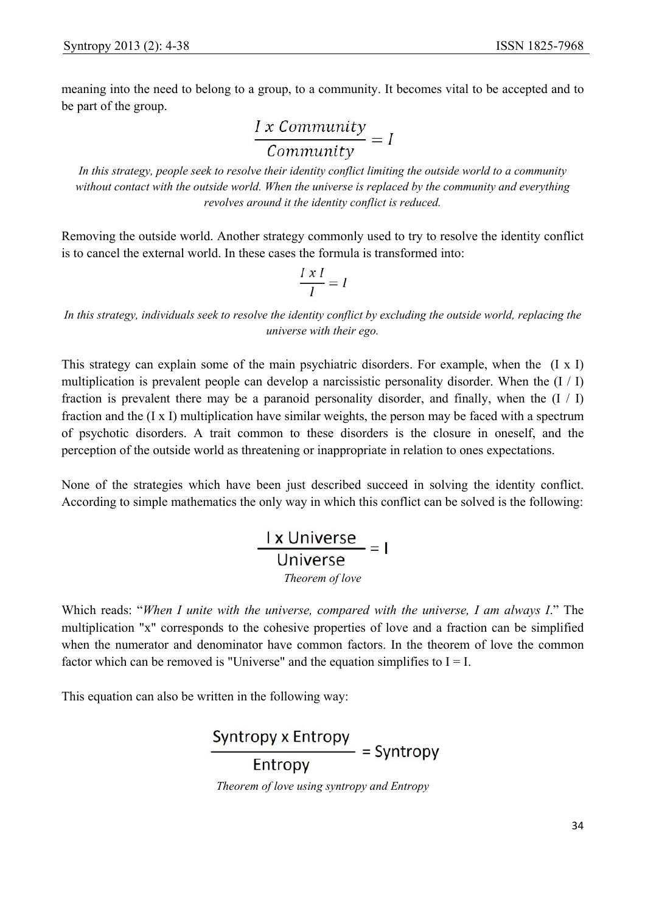meaning into the need to belong to a group, to a community. It becomes vital to be accepted and to be part of the group.

$$\frac{I \ x \ Community}{Community} = I$$

*In this strategy, people seek to resolve their identity conflict limiting the outside world to a community without contact with the outside world. When the universe is replaced by the community and everything revolves around it the identity conflict is reduced.*

Removing the outside world. Another strategy commonly used to try to resolve the identity conflict is to cancel the external world. In these cases the formula is transformed into:

$$\frac{I \ x \ I}{I} = I$$

*In this strategy, individuals seek to resolve the identity conflict by excluding the outside world, replacing the universe with their ego.*

This strategy can explain some of the main psychiatric disorders. For example, when the (I x I) multiplication is prevalent people can develop a narcissistic personality disorder. When the (I / I) fraction is prevalent there may be a paranoid personality disorder, and finally, when the (I / I) fraction and the (I x I) multiplication have similar weights, the person may be faced with a spectrum of psychotic disorders. A trait common to these disorders is the closure in oneself, and the perception of the outside world as threatening or inappropriate in relation to ones expectations.

None of the strategies which have been just described succeed in solving the identity conflict. According to simple mathematics the only way in which this conflict can be solved is the following:

$$\frac{\text{I x Universe}}{\text{Universe}} = \text{I}$$

*Theorem of love*

Which reads: "*When I unite with the universe, compared with the universe, I am always I*." The multiplication "x" corresponds to the cohesive properties of love and a fraction can be simplified when the numerator and denominator have common factors. In the theorem of love the common factor which can be removed is "Universe" and the equation simplifies to I = I.

This equation can also be written in the following way:

$$\frac{\text{Syntropy x Entropy}}{\text{Entropy}} = \text{Syntropy}$$

*Theorem of love using syntropy and Entropy*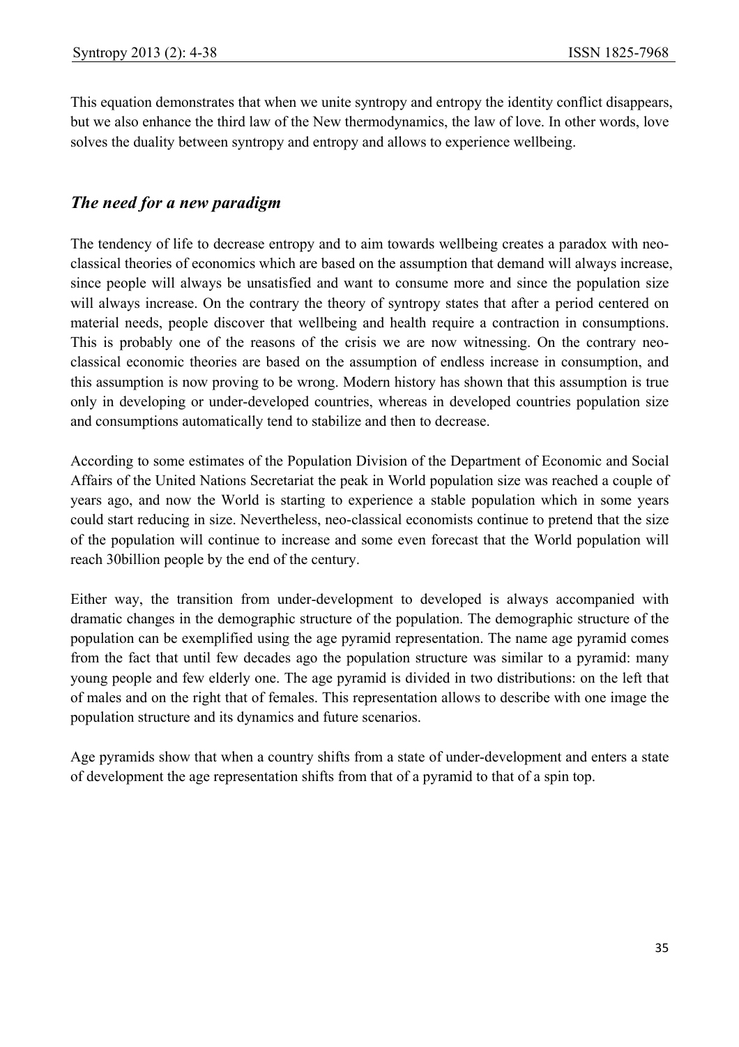This equation demonstrates that when we unite syntropy and entropy the identity conflict disappears, but we also enhance the third law of the New thermodynamics, the law of love. In other words, love solves the duality between syntropy and entropy and allows to experience wellbeing.

## *The need for a new paradigm*

The tendency of life to decrease entropy and to aim towards wellbeing creates a paradox with neo-classical theories of economics which are based on the assumption that demand will always increase, since people will always be unsatisfied and want to consume more and since the population size will always increase. On the contrary the theory of syntropy states that after a period centered on material needs, people discover that wellbeing and health require a contraction in consumptions. This is probably one of the reasons of the crisis we are now witnessing. On the contrary neo-classical economic theories are based on the assumption of endless increase in consumption, and this assumption is now proving to be wrong. Modern history has shown that this assumption is true only in developing or under-developed countries, whereas in developed countries population size and consumptions automatically tend to stabilize and then to decrease.

According to some estimates of the Population Division of the Department of Economic and Social Affairs of the United Nations Secretariat the peak in World population size was reached a couple of years ago, and now the World is starting to experience a stable population which in some years could start reducing in size. Nevertheless, neo-classical economists continue to pretend that the size of the population will continue to increase and some even forecast that the World population will reach 30billion people by the end of the century.

Either way, the transition from under-development to developed is always accompanied with dramatic changes in the demographic structure of the population. The demographic structure of the population can be exemplified using the age pyramid representation. The name age pyramid comes from the fact that until few decades ago the population structure was similar to a pyramid: many young people and few elderly one. The age pyramid is divided in two distributions: on the left that of males and on the right that of females. This representation allows to describe with one image the population structure and its dynamics and future scenarios.

Age pyramids show that when a country shifts from a state of under-development and enters a state of development the age representation shifts from that of a pyramid to that of a spin top.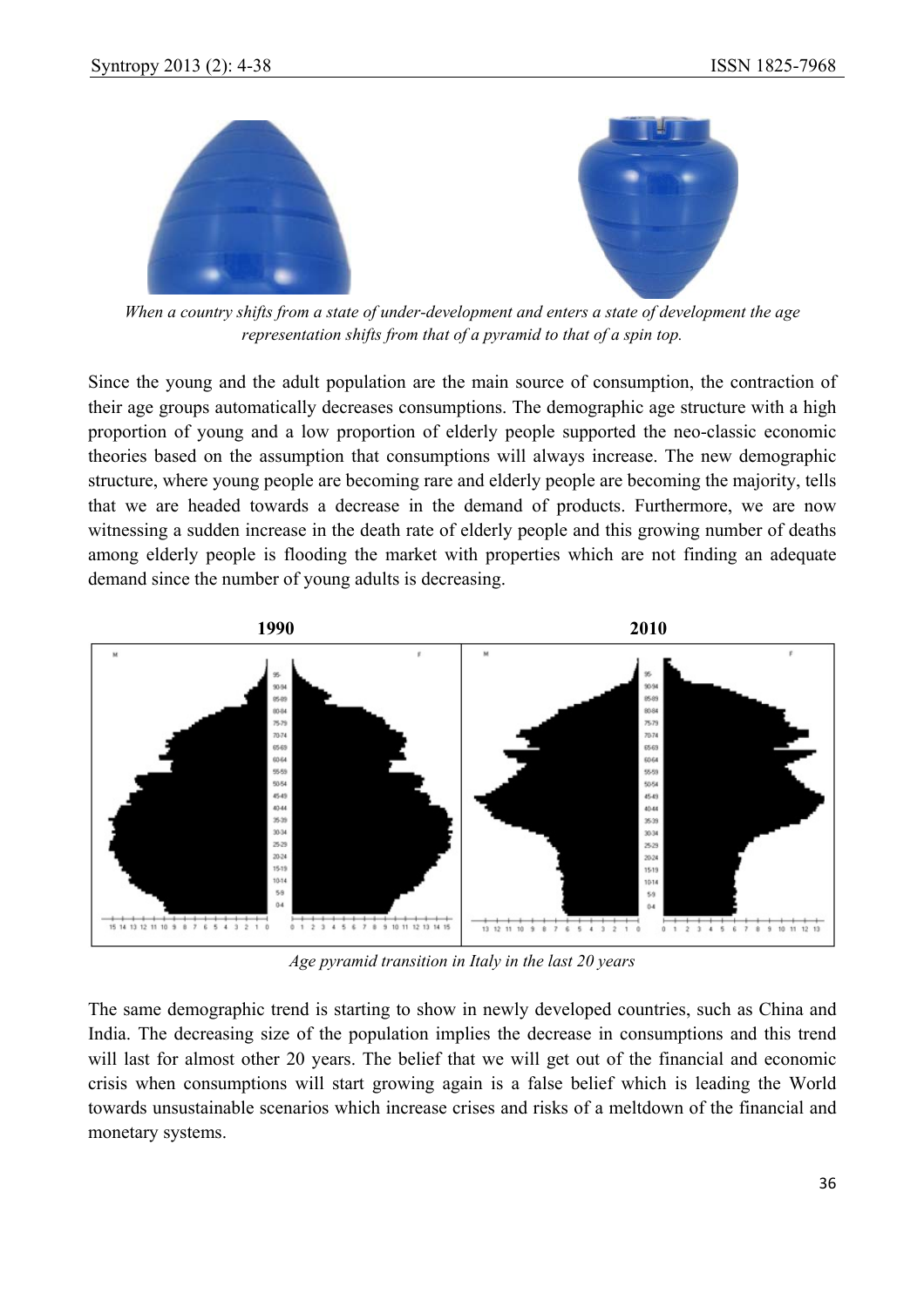*When a country shifts from a state of under-development and enters a state of development the age representation shifts from that of a pyramid to that of a spin top.*

Since the young and the adult population are the main source of consumption, the contraction of their age groups automatically decreases consumptions. The demographic age structure with a high proportion of young and a low proportion of elderly people supported the neo-classic economic theories based on the assumption that consumptions will always increase. The new demographic structure, where young people are becoming rare and elderly people are becoming the majority, tells that we are headed towards a decrease in the demand of products. Furthermore, we are now witnessing a sudden increase in the death rate of elderly people and this growing number of deaths among elderly people is flooding the market with properties which are not finding an adequate demand since the number of young adults is decreasing.

*Age pyramid transition in Italy in the last 20 years*

The same demographic trend is starting to show in newly developed countries, such as China and India. The decreasing size of the population implies the decrease in consumptions and this trend will last for almost other 20 years. The belief that we will get out of the financial and economic crisis when consumptions will start growing again is a false belief which is leading the World towards unsustainable scenarios which increase crises and risks of a meltdown of the financial and monetary systems.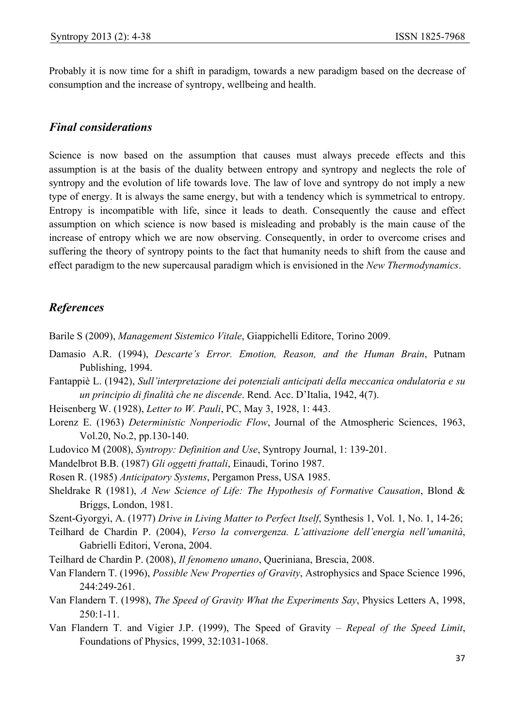Probably it is now time for a shift in paradigm, towards a new paradigm based on the decrease of consumption and the increase of syntropy, wellbeing and health.

## *Final considerations*

Science is now based on the assumption that causes must always precede effects and this assumption is at the basis of the duality between entropy and syntropy and neglects the role of syntropy and the evolution of life towards love. The law of love and syntropy do not imply a new type of energy. It is always the same energy, but with a tendency which is symmetrical to entropy. Entropy is incompatible with life, since it leads to death. Consequently the cause and effect assumption on which science is now based is misleading and probably is the main cause of the increase of entropy which we are now observing. Consequently, in order to overcome crises and suffering the theory of syntropy points to the fact that humanity needs to shift from the cause and effect paradigm to the new supercausal paradigm which is envisioned in the *New Thermodynamics*.

## *References*

Barile S (2009), *Management Sistemico Vitale*, Giappichelli Editore, Torino 2009.

Damasio A.R. (1994), *Descarte's Error. Emotion, Reason, and the Human Brain*, Putnam Publishing, 1994.

Fantappiè L. (1942), *Sull'interpretazione dei potenziali anticipati della meccanica ondulatoria e su un principio di finalità che ne discende*. Rend. Acc. D'Italia, 1942, 4(7).

Heisenberg W. (1928), *Letter to W. Pauli*, PC, May 3, 1928, 1: 443.

Lorenz E. (1963) *Deterministic Nonperiodic Flow*, Journal of the Atmospheric Sciences, 1963, Vol.20, No.2, pp.130-140.

Ludovico M (2008), *Syntropy: Definition and Use*, Syntropy Journal, 1: 139-201.

Mandelbrot B.B. (1987) *Gli oggetti frattali*, Einaudi, Torino 1987.

Rosen R. (1985) *Anticipatory Systems*, Pergamon Press, USA 1985.

Sheldrake R (1981), *A New Science of Life: The Hypothesis of Formative Causation*, Blond & Briggs, London, 1981.

Szent-Gyorgyi, A. (1977) *Drive in Living Matter to Perfect Itself*, Synthesis 1, Vol. 1, No. 1, 14-26;

Teilhard de Chardin P. (2004), *Verso la convergenza. L'attivazione dell'energia nell'umanità*, Gabrielli Editori, Verona, 2004.

Teilhard de Chardin P. (2008), *Il fenomeno umano*, Queriniana, Brescia, 2008.

Van Flandern T. (1996), *Possible New Properties of Gravity*, Astrophysics and Space Science 1996, 244:249-261.

Van Flandern T. (1998), *The Speed of Gravity What the Experiments Say*, Physics Letters A, 1998, 250:1-11.

Van Flandern T. and Vigier J.P. (1999), The Speed of Gravity – *Repeal of the Speed Limit*, Foundations of Physics, 1999, 32:1031-1068.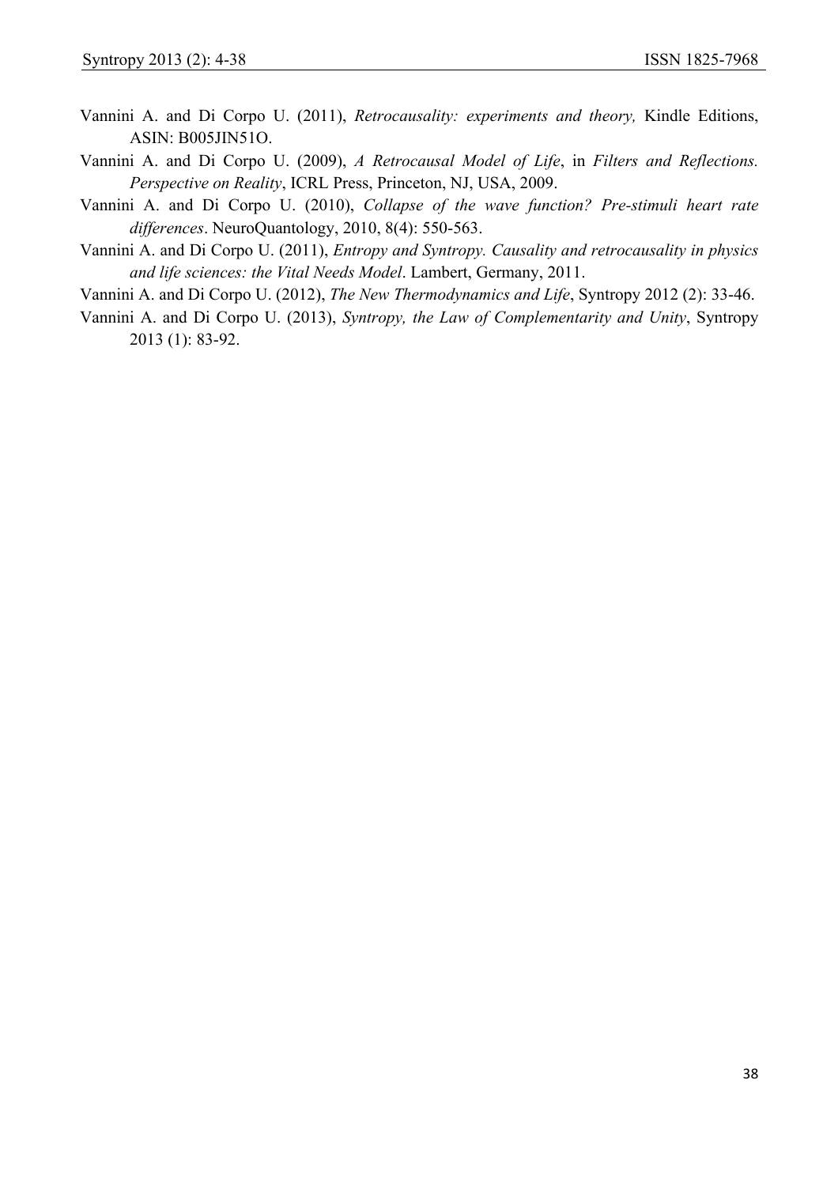Vannini A. and Di Corpo U. (2011), *Retrocausality: experiments and theory,* Kindle Editions, ASIN: B005JIN51O.

Vannini A. and Di Corpo U. (2009), *A Retrocausal Model of Life*, in *Filters and Reflections. Perspective on Reality*, ICRL Press, Princeton, NJ, USA, 2009.

Vannini A. and Di Corpo U. (2010), *Collapse of the wave function? Pre-stimuli heart rate differences*. NeuroQuantology, 2010, 8(4): 550-563.

Vannini A. and Di Corpo U. (2011), *Entropy and Syntropy. Causality and retrocausality in physics and life sciences: the Vital Needs Model*. Lambert, Germany, 2011.

Vannini A. and Di Corpo U. (2012), *The New Thermodynamics and Life*, Syntropy 2012 (2): 33-46.

Vannini A. and Di Corpo U. (2013), *Syntropy, the Law of Complementarity and Unity*, Syntropy 2013 (1): 83-92.